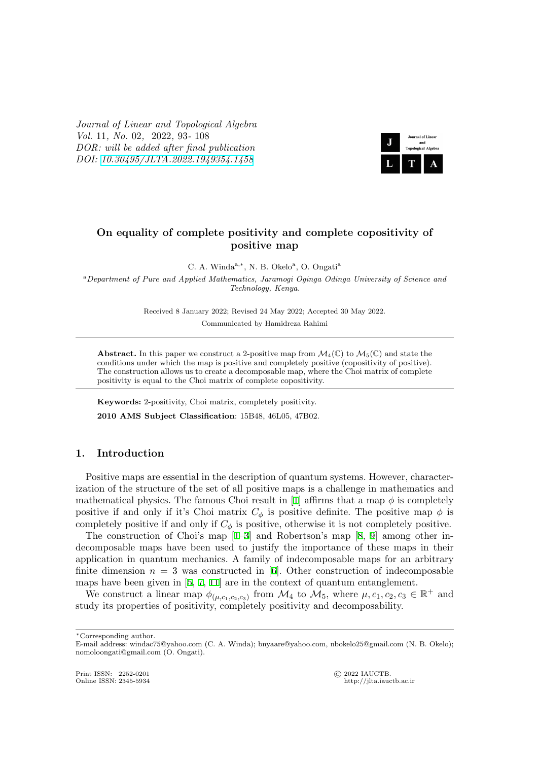Journal of Linear and Topological Algebra
Vol. 11, No. 02, 2022, 93- 108
DOR: will be added after final publication
DOI: 10.30495/JLTA.2022.1949354.1458

# On equality of complete positivity and complete copositivity of positive map

C. A. Winda[a,*], N. B. Okelo[a], O. Ongati[a]

[a]Department of Pure and Applied Mathematics, Jaramogi Oginga Odinga University of Science and Technology, Kenya.

Received 8 January 2022; Revised 24 May 2022; Accepted 30 May 2022.

Communicated by Hamidreza Rahimi

---

**Abstract.** In this paper we construct a 2-positive map from $\mathcal{M}_4(\mathbb{C})$ to $\mathcal{M}_5(\mathbb{C})$ and state the conditions under which the map is positive and completely positive (copositivity of positive). The construction allows us to create a decomposable map, where the Choi matrix of complete positivity is equal to the Choi matrix of complete copositivity.

---

**Keywords:** 2-positivity, Choi matrix, completely positivity.

**2010 AMS Subject Classification**: 15B48, 46L05, 47B02.

## 1. Introduction

Positive maps are essential in the description of quantum systems. However, characterization of the structure of the set of all positive maps is a challenge in mathematics and mathematical physics. The famous Choi result in [1] affirms that a map $\phi$ is completely positive if and only if it's Choi matrix $C_\phi$ is positive definite. The positive map $\phi$ is completely positive if and only if $C_\phi$ is positive, otherwise it is not completely positive.

The construction of Choi's map [1–3] and Robertson's map [8, 9] among other indecomposable maps have been used to justify the importance of these maps in their application in quantum mechanics. A family of indecomposable maps for an arbitrary finite dimension $n = 3$ was constructed in [6]. Other construction of indecomposable maps have been given in [5, 7, 11] are in the context of quantum entanglement.

We construct a linear map $\phi_{(\mu,c_1,c_2,c_3)}$ from $\mathcal{M}_4$ to $\mathcal{M}_5$, where $\mu, c_1, c_2, c_3 \in \mathbb{R}^+$ and study its properties of positivity, completely positivity and decomposability.

---

*Corresponding author.
E-mail address: windac75@yahoo.com (C. A. Winda); bnyaare@yahoo.com, nbokelo25@gmail.com (N. B. Okelo); nomoloongati@gmail.com (O. Ongati).

Print ISSN: 2252-0201 © 2022 IAUCTB.
Online ISSN: 2345-5934 http://jlta.iauctb.ac.ir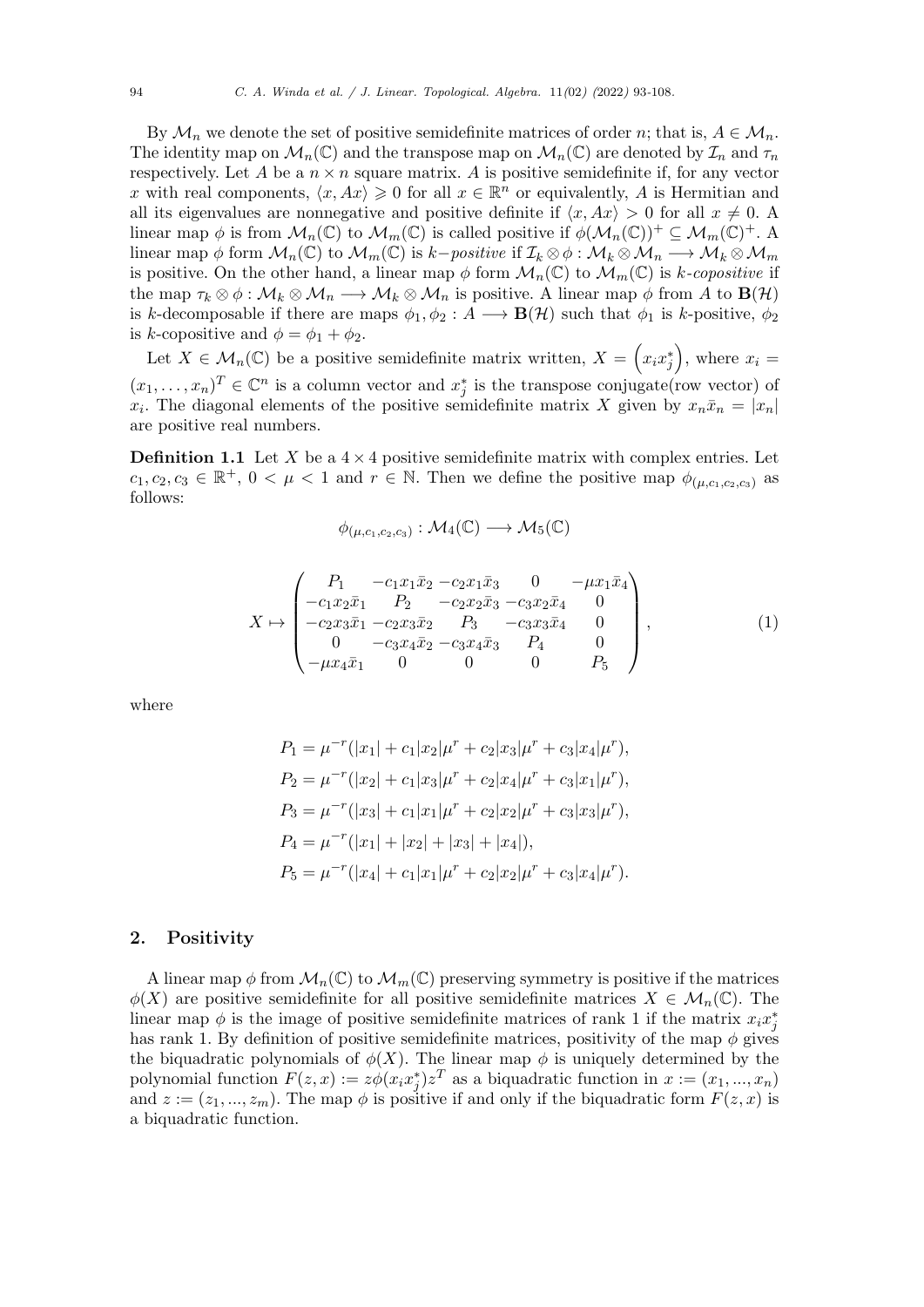By $\mathcal{M}_n$ we denote the set of positive semidefinite matrices of order $n$; that is, $A \in \mathcal{M}_n$. The identity map on $\mathcal{M}_n(\mathbb{C})$ and the transpose map on $\mathcal{M}_n(\mathbb{C})$ are denoted by $\mathcal{I}_n$ and $\tau_n$ respectively. Let $A$ be a $n \times n$ square matrix. $A$ is positive semidefinite if, for any vector $x$ with real components, $\langle x, Ax\rangle \geqslant 0$ for all $x \in \mathbb{R}^n$ or equivalently, $A$ is Hermitian and all its eigenvalues are nonnegative and positive definite if $\langle x, Ax\rangle > 0$ for all $x \neq 0$. A linear map $\phi$ is from $\mathcal{M}_n(\mathbb{C})$ to $\mathcal{M}_m(\mathbb{C})$ is called positive if $\phi(\mathcal{M}_n(\mathbb{C}))^+ \subseteq \mathcal{M}_m(\mathbb{C})^+$. A linear map $\phi$ form $\mathcal{M}_n(\mathbb{C})$ to $\mathcal{M}_m(\mathbb{C})$ is *$k-$positive* if $\mathcal{I}_k \otimes \phi : \mathcal{M}_k \otimes \mathcal{M}_n \longrightarrow \mathcal{M}_k \otimes \mathcal{M}_m$ is positive. On the other hand, a linear map $\phi$ form $\mathcal{M}_n(\mathbb{C})$ to $\mathcal{M}_m(\mathbb{C})$ is *$k$-copositive* if the map $\tau_k \otimes \phi : \mathcal{M}_k \otimes \mathcal{M}_n \longrightarrow \mathcal{M}_k \otimes \mathcal{M}_n$ is positive. A linear map $\phi$ from $A$ to $\mathbf{B}(\mathcal{H})$ is $k$-decomposable if there are maps $\phi_1, \phi_2 : A \longrightarrow \mathbf{B}(\mathcal{H})$ such that $\phi_1$ is $k$-positive, $\phi_2$ is $k$-copositive and $\phi = \phi_1 + \phi_2$.

Let $X \in \mathcal{M}_n(\mathbb{C})$ be a positive semidefinite matrix written, $X = \left(x_i x_j^*\right)$, where $x_i = (x_1, \ldots, x_n)^T \in \mathbb{C}^n$ is a column vector and $x_j^*$ is the transpose conjugate(row vector) of $x_i$. The diagonal elements of the positive semidefinite matrix $X$ given by $x_n \bar{x}_n = |x_n|$ are positive real numbers.

**Definition 1.1** Let $X$ be a $4 \times 4$ positive semidefinite matrix with complex entries. Let $c_1, c_2, c_3 \in \mathbb{R}^+$, $0 < \mu < 1$ and $r \in \mathbb{N}$. Then we define the positive map $\phi_{(\mu, c_1, c_2, c_3)}$ as follows:

$$\phi_{(\mu, c_1, c_2, c_3)} : \mathcal{M}_4(\mathbb{C}) \longrightarrow \mathcal{M}_5(\mathbb{C})$$

$$X \mapsto \begin{pmatrix} P_1 & -c_1 x_1 \bar{x}_2 & -c_2 x_1 \bar{x}_3 & 0 & -\mu x_1 \bar{x}_4 \\ -c_1 x_2 \bar{x}_1 & P_2 & -c_2 x_2 \bar{x}_3 & -c_3 x_2 \bar{x}_4 & 0 \\ -c_2 x_3 \bar{x}_1 & -c_2 x_3 \bar{x}_2 & P_3 & -c_3 x_3 \bar{x}_4 & 0 \\ 0 & -c_3 x_4 \bar{x}_2 & -c_3 x_4 \bar{x}_3 & P_4 & 0 \\ -\mu x_4 \bar{x}_1 & 0 & 0 & 0 & P_5 \end{pmatrix}, \tag{1}$$

where

$$\begin{aligned}
P_1 &= \mu^{-r}(|x_1| + c_1|x_2|\mu^r + c_2|x_3|\mu^r + c_3|x_4|\mu^r), \\
P_2 &= \mu^{-r}(|x_2| + c_1|x_3|\mu^r + c_2|x_4|\mu^r + c_3|x_1|\mu^r), \\
P_3 &= \mu^{-r}(|x_3| + c_1|x_1|\mu^r + c_2|x_2|\mu^r + c_3|x_3|\mu^r), \\
P_4 &= \mu^{-r}(|x_1| + |x_2| + |x_3| + |x_4|), \\
P_5 &= \mu^{-r}(|x_4| + c_1|x_1|\mu^r + c_2|x_2|\mu^r + c_3|x_4|\mu^r).
\end{aligned}$$

## 2. Positivity

A linear map $\phi$ from $\mathcal{M}_n(\mathbb{C})$ to $\mathcal{M}_m(\mathbb{C})$ preserving symmetry is positive if the matrices $\phi(X)$ are positive semidefinite for all positive semidefinite matrices $X \in \mathcal{M}_n(\mathbb{C})$. The linear map $\phi$ is the image of positive semidefinite matrices of rank 1 if the matrix $x_i x_j^*$ has rank 1. By definition of positive semidefinite matrices, positivity of the map $\phi$ gives the biquadratic polynomials of $\phi(X)$. The linear map $\phi$ is uniquely determined by the polynomial function $F(z, x) := z\phi(x_i x_j^*)z^T$ as a biquadratic function in $x := (x_1, ..., x_n)$ and $z := (z_1, ..., z_m)$. The map $\phi$ is positive if and only if the biquadratic form $F(z, x)$ is a biquadratic function.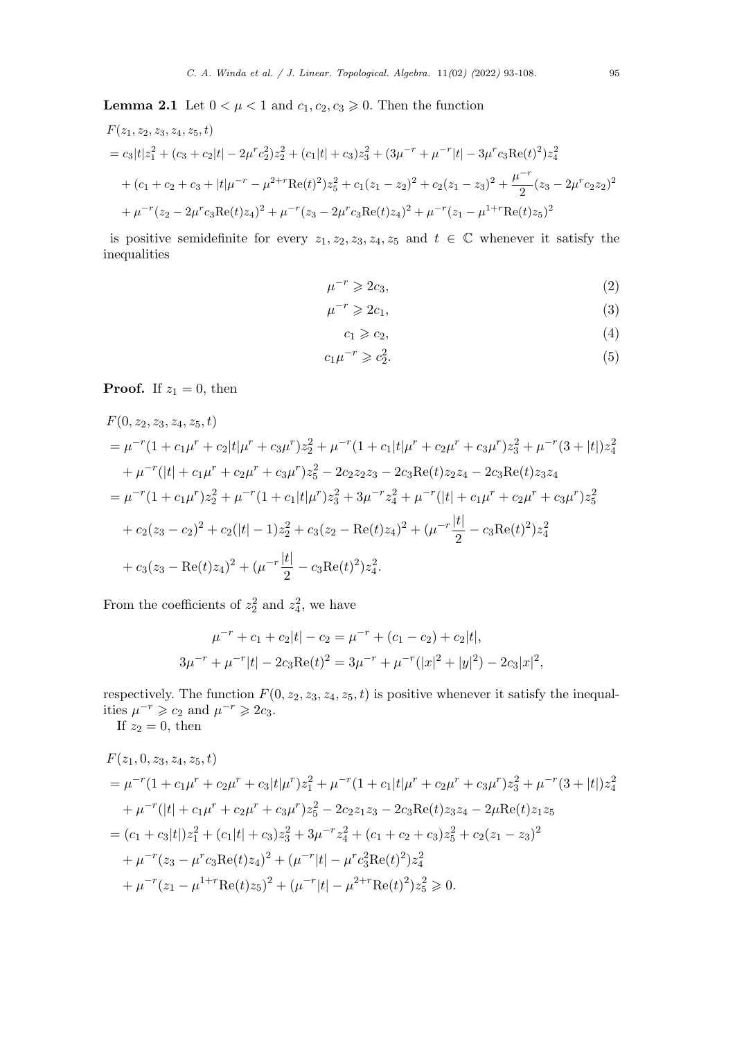**Lemma 2.1** Let $0 < \mu < 1$ and $c_1, c_2, c_3 \geqslant 0$. Then the function

$$
\begin{aligned}
&F(z_1, z_2, z_3, z_4, z_5, t) \\
&= c_3|t|z_1^2 + (c_3 + c_2|t| - 2\mu^r c_2^2)z_2^2 + (c_1|t| + c_3)z_3^2 + (3\mu^{-r} + \mu^{-r}|t| - 3\mu^r c_3 \mathrm{Re}(t)^2)z_4^2 \\
&\quad + (c_1 + c_2 + c_3 + |t|\mu^{-r} - \mu^{2+r}\mathrm{Re}(t)^2)z_5^2 + c_1(z_1 - z_2)^2 + c_2(z_1 - z_3)^2 + \frac{\mu^{-r}}{2}(z_3 - 2\mu^r c_2 z_2)^2 \\
&\quad + \mu^{-r}(z_2 - 2\mu^r c_3 \mathrm{Re}(t) z_4)^2 + \mu^{-r}(z_3 - 2\mu^r c_3 \mathrm{Re}(t) z_4)^2 + \mu^{-r}(z_1 - \mu^{1+r}\mathrm{Re}(t) z_5)^2
\end{aligned}
$$

is positive semidefinite for every $z_1, z_2, z_3, z_4, z_5$ and $t \in \mathbb{C}$ whenever it satisfy the inequalities

$$\mu^{-r} \geqslant 2c_3, \tag{2}$$

$$\mu^{-r} \geqslant 2c_1, \tag{3}$$

$$c_1 \geqslant c_2, \tag{4}$$

$$c_1\mu^{-r} \geqslant c_2^2. \tag{5}$$

**Proof.** If $z_1 = 0$, then

$$
\begin{aligned}
&F(0, z_2, z_3, z_4, z_5, t) \\
&= \mu^{-r}(1 + c_1\mu^r + c_2|t|\mu^r + c_3\mu^r)z_2^2 + \mu^{-r}(1 + c_1|t|\mu^r + c_2\mu^r + c_3\mu^r)z_3^2 + \mu^{-r}(3 + |t|)z_4^2 \\
&\quad + \mu^{-r}(|t| + c_1\mu^r + c_2\mu^r + c_3\mu^r)z_5^2 - 2c_2 z_2 z_3 - 2c_3\mathrm{Re}(t) z_2 z_4 - 2c_3\mathrm{Re}(t) z_3 z_4 \\
&= \mu^{-r}(1 + c_1\mu^r)z_2^2 + \mu^{-r}(1 + c_1|t|\mu^r)z_3^2 + 3\mu^{-r}z_4^2 + \mu^{-r}(|t| + c_1\mu^r + c_2\mu^r + c_3\mu^r)z_5^2 \\
&\quad + c_2(z_3 - c_2)^2 + c_2(|t| - 1)z_2^2 + c_3(z_2 - \mathrm{Re}(t)z_4)^2 + (\mu^{-r}\frac{|t|}{2} - c_3\mathrm{Re}(t)^2)z_4^2 \\
&\quad + c_3(z_3 - \mathrm{Re}(t)z_4)^2 + (\mu^{-r}\frac{|t|}{2} - c_3\mathrm{Re}(t)^2)z_4^2.
\end{aligned}
$$

From the coefficients of $z_2^2$ and $z_4^2$, we have

$$\mu^{-r} + c_1 + c_2|t| - c_2 = \mu^{-r} + (c_1 - c_2) + c_2|t|,$$

$$3\mu^{-r} + \mu^{-r}|t| - 2c_3\mathrm{Re}(t)^2 = 3\mu^{-r} + \mu^{-r}(|x|^2 + |y|^2) - 2c_3|x|^2,$$

respectively. The function $F(0, z_2, z_3, z_4, z_5, t)$ is positive whenever it satisfy the inequalities $\mu^{-r} \geqslant c_2$ and $\mu^{-r} \geqslant 2c_3$.

If $z_2 = 0$, then

$$
\begin{aligned}
&F(z_1, 0, z_3, z_4, z_5, t) \\
&= \mu^{-r}(1 + c_1\mu^r + c_2\mu^r + c_3|t|\mu^r)z_1^2 + \mu^{-r}(1 + c_1|t|\mu^r + c_2\mu^r + c_3\mu^r)z_3^2 + \mu^{-r}(3 + |t|)z_4^2 \\
&\quad + \mu^{-r}(|t| + c_1\mu^r + c_2\mu^r + c_3\mu^r)z_5^2 - 2c_2 z_1 z_3 - 2c_3\mathrm{Re}(t) z_3 z_4 - 2\mu\mathrm{Re}(t) z_1 z_5 \\
&= (c_1 + c_3|t|)z_1^2 + (c_1|t| + c_3)z_3^2 + 3\mu^{-r}z_4^2 + (c_1 + c_2 + c_3)z_5^2 + c_2(z_1 - z_3)^2 \\
&\quad + \mu^{-r}(z_3 - \mu^r c_3\mathrm{Re}(t)z_4)^2 + (\mu^{-r}|t| - \mu^r c_3^2\mathrm{Re}(t)^2)z_4^2 \\
&\quad + \mu^{-r}(z_1 - \mu^{1+r}\mathrm{Re}(t)z_5)^2 + (\mu^{-r}|t| - \mu^{2+r}\mathrm{Re}(t)^2)z_5^2 \geqslant 0.
\end{aligned}
$$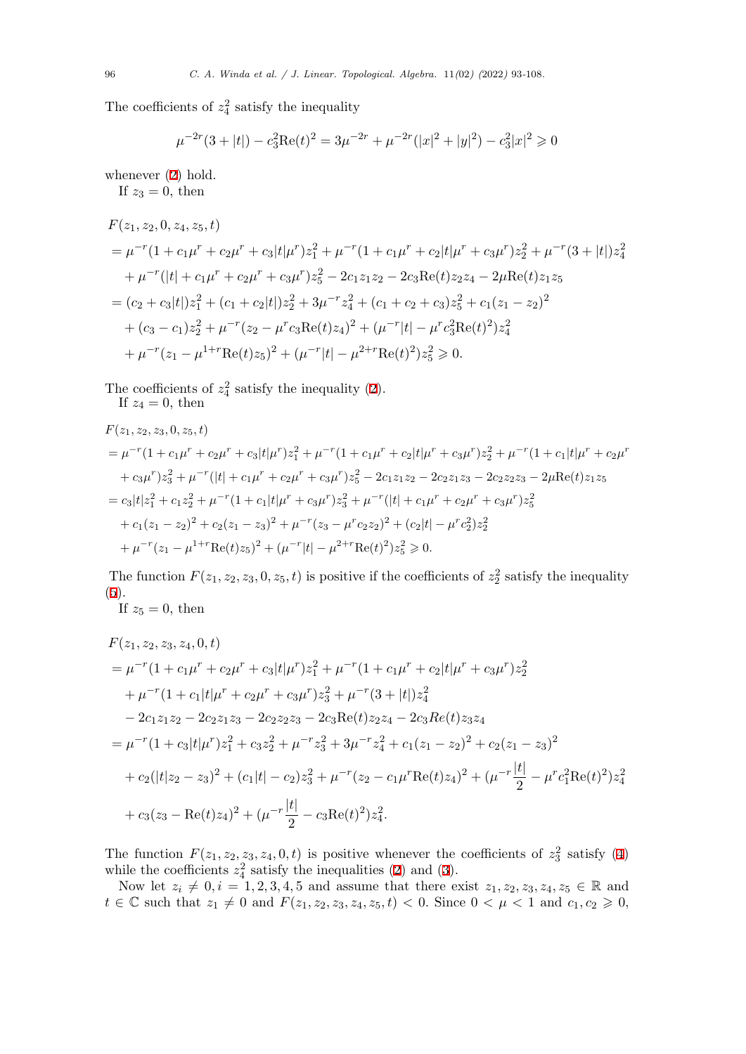The coefficients of $z_4^2$ satisfy the inequality

$$\mu^{-2r}(3+|t|) - c_3^2\mathrm{Re}(t)^2 = 3\mu^{-2r} + \mu^{-2r}(|x|^2+|y|^2) - c_3^2|x|^2 \geqslant 0$$

whenever (2) hold.

If $z_3 = 0$, then

$$\begin{aligned}
&F(z_1,z_2,0,z_4,z_5,t)\\
&= \mu^{-r}(1+c_1\mu^r+c_2\mu^r+c_3|t|\mu^r)z_1^2 + \mu^{-r}(1+c_1\mu^r+c_2|t|\mu^r+c_3\mu^r)z_2^2 + \mu^{-r}(3+|t|)z_4^2\\
&\quad + \mu^{-r}(|t|+c_1\mu^r+c_2\mu^r+c_3\mu^r)z_5^2 - 2c_1z_1z_2 - 2c_3\mathrm{Re}(t)z_2z_4 - 2\mu\mathrm{Re}(t)z_1z_5\\
&= (c_2+c_3|t|)z_1^2 + (c_1+c_2|t|)z_2^2 + 3\mu^{-r}z_4^2 + (c_1+c_2+c_3)z_5^2 + c_1(z_1-z_2)^2\\
&\quad + (c_3-c_1)z_2^2 + \mu^{-r}(z_2-\mu^rc_3\mathrm{Re}(t)z_4)^2 + (\mu^{-r}|t| - \mu^rc_3^2\mathrm{Re}(t)^2)z_4^2\\
&\quad + \mu^{-r}(z_1-\mu^{1+r}\mathrm{Re}(t)z_5)^2 + (\mu^{-r}|t| - \mu^{2+r}\mathrm{Re}(t)^2)z_5^2 \geqslant 0.
\end{aligned}$$

The coefficients of $z_4^2$ satisfy the inequality (2).

If $z_4 = 0$, then

$$\begin{aligned}
&F(z_1,z_2,z_3,0,z_5,t)\\
&= \mu^{-r}(1+c_1\mu^r+c_2\mu^r+c_3|t|\mu^r)z_1^2 + \mu^{-r}(1+c_1\mu^r+c_2|t|\mu^r+c_3\mu^r)z_2^2 + \mu^{-r}(1+c_1|t|\mu^r+c_2\mu^r\\
&\quad + c_3\mu^r)z_3^2 + \mu^{-r}(|t|+c_1\mu^r+c_2\mu^r+c_3\mu^r)z_5^2 - 2c_1z_1z_2 - 2c_2z_1z_3 - 2c_2z_2z_3 - 2\mu\mathrm{Re}(t)z_1z_5\\
&= c_3|t|z_1^2 + c_1z_2^2 + \mu^{-r}(1+c_1|t|\mu^r+c_3\mu^r)z_3^2 + \mu^{-r}(|t|+c_1\mu^r+c_2\mu^r+c_3\mu^r)z_5^2\\
&\quad + c_1(z_1-z_2)^2 + c_2(z_1-z_3)^2 + \mu^{-r}(z_3-\mu^rc_2z_2)^2 + (c_2|t| - \mu^rc_2^2)z_2^2\\
&\quad + \mu^{-r}(z_1-\mu^{1+r}\mathrm{Re}(t)z_5)^2 + (\mu^{-r}|t| - \mu^{2+r}\mathrm{Re}(t)^2)z_5^2 \geqslant 0.
\end{aligned}$$

The function $F(z_1,z_2,z_3,0,z_5,t)$ is positive if the coefficients of $z_2^2$ satisfy the inequality (5).

If $z_5 = 0$, then

$$\begin{aligned}
&F(z_1,z_2,z_3,z_4,0,t)\\
&= \mu^{-r}(1+c_1\mu^r+c_2\mu^r+c_3|t|\mu^r)z_1^2 + \mu^{-r}(1+c_1\mu^r+c_2|t|\mu^r+c_3\mu^r)z_2^2\\
&\quad + \mu^{-r}(1+c_1|t|\mu^r+c_2\mu^r+c_3\mu^r)z_3^2 + \mu^{-r}(3+|t|)z_4^2\\
&\quad - 2c_1z_1z_2 - 2c_2z_1z_3 - 2c_2z_2z_3 - 2c_3\mathrm{Re}(t)z_2z_4 - 2c_3Re(t)z_3z_4\\
&= \mu^{-r}(1+c_3|t|\mu^r)z_1^2 + c_3z_2^2 + \mu^{-r}z_3^2 + 3\mu^{-r}z_4^2 + c_1(z_1-z_2)^2 + c_2(z_1-z_3)^2\\
&\quad + c_2(|t|z_2-z_3)^2 + (c_1|t|-c_2)z_3^2 + \mu^{-r}(z_2-c_1\mu^r\mathrm{Re}(t)z_4)^2 + (\mu^{-r}\frac{|t|}{2} - \mu^rc_1^2\mathrm{Re}(t)^2)z_4^2\\
&\quad + c_3(z_3-\mathrm{Re}(t)z_4)^2 + (\mu^{-r}\frac{|t|}{2} - c_3\mathrm{Re}(t)^2)z_4^2.
\end{aligned}$$

The function $F(z_1,z_2,z_3,z_4,0,t)$ is positive whenever the coefficients of $z_3^2$ satisfy (4) while the coefficients $z_4^2$ satisfy the inequalities (2) and (3).

Now let $z_i \neq 0, i = 1,2,3,4,5$ and assume that there exist $z_1,z_2,z_3,z_4,z_5 \in \mathbb{R}$ and $t \in \mathbb{C}$ such that $z_1 \neq 0$ and $F(z_1,z_2,z_3,z_4,z_5,t) < 0$. Since $0 < \mu < 1$ and $c_1, c_2 \geqslant 0$,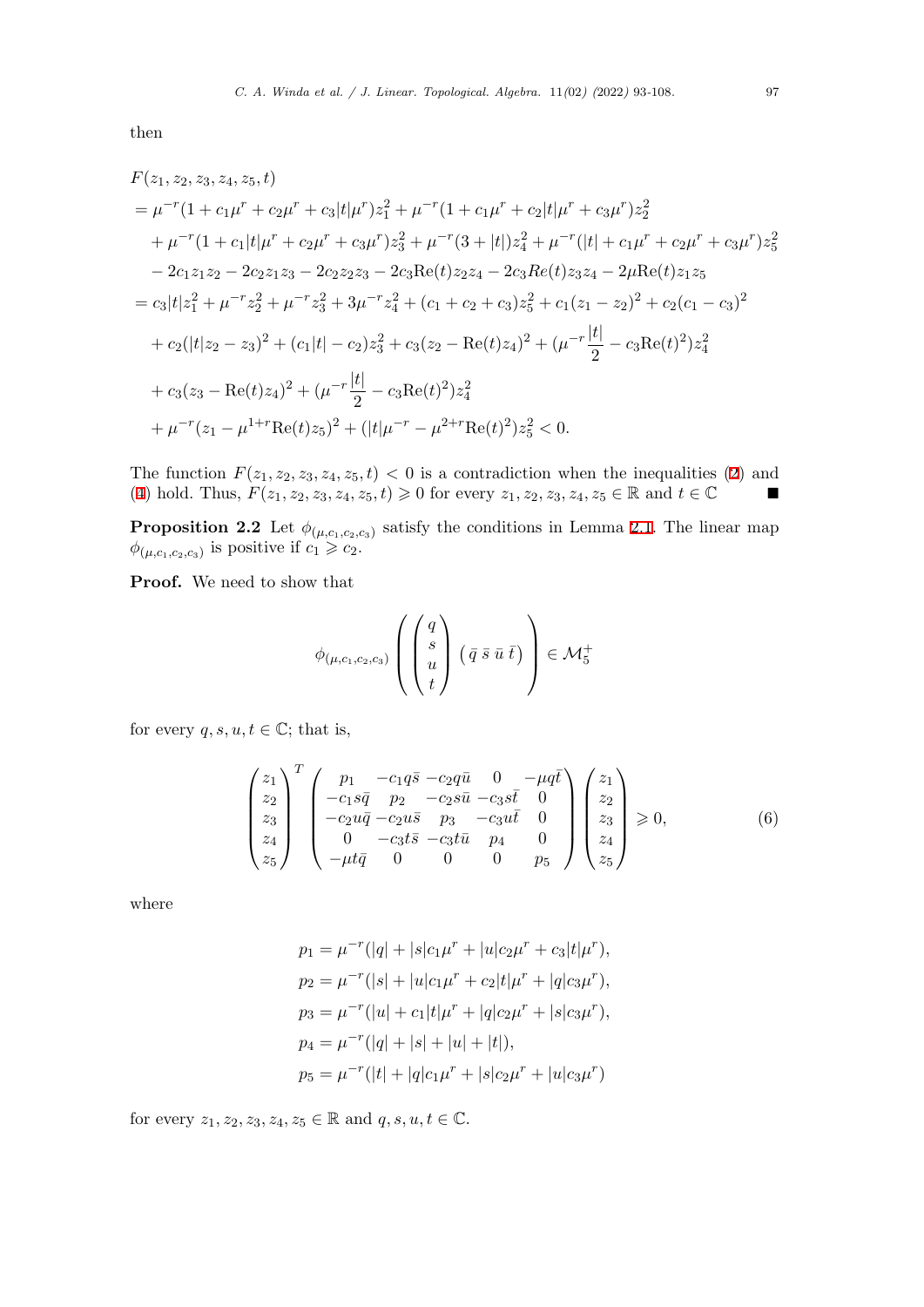then

$$
\begin{aligned}
&F(z_1, z_2, z_3, z_4, z_5, t) \\
&= \mu^{-r}(1 + c_1\mu^r + c_2\mu^r + c_3|t|\mu^r)z_1^2 + \mu^{-r}(1 + c_1\mu^r + c_2|t|\mu^r + c_3\mu^r)z_2^2 \\
&\quad + \mu^{-r}(1 + c_1|t|\mu^r + c_2\mu^r + c_3\mu^r)z_3^2 + \mu^{-r}(3 + |t|)z_4^2 + \mu^{-r}(|t| + c_1\mu^r + c_2\mu^r + c_3\mu^r)z_5^2 \\
&\quad - 2c_1z_1z_2 - 2c_2z_1z_3 - 2c_2z_2z_3 - 2c_3\mathrm{Re}(t)z_2z_4 - 2c_3Re(t)z_3z_4 - 2\mu\mathrm{Re}(t)z_1z_5 \\
&= c_3|t|z_1^2 + \mu^{-r}z_2^2 + \mu^{-r}z_3^2 + 3\mu^{-r}z_4^2 + (c_1 + c_2 + c_3)z_5^2 + c_1(z_1 - z_2)^2 + c_2(c_1 - c_3)^2 \\
&\quad + c_2(|t|z_2 - z_3)^2 + (c_1|t| - c_2)z_3^2 + c_3(z_2 - \mathrm{Re}(t)z_4)^2 + (\mu^{-r}\frac{|t|}{2} - c_3\mathrm{Re}(t)^2)z_4^2 \\
&\quad + c_3(z_3 - \mathrm{Re}(t)z_4)^2 + (\mu^{-r}\frac{|t|}{2} - c_3\mathrm{Re}(t)^2)z_4^2 \\
&\quad + \mu^{-r}(z_1 - \mu^{1+r}\mathrm{Re}(t)z_5)^2 + (|t|\mu^{-r} - \mu^{2+r}\mathrm{Re}(t)^2)z_5^2 < 0.
\end{aligned}
$$

The function $F(z_1, z_2, z_3, z_4, z_5, t) < 0$ is a contradiction when the inequalities (2) and (4) hold. Thus, $F(z_1, z_2, z_3, z_4, z_5, t) \geqslant 0$ for every $z_1, z_2, z_3, z_4, z_5 \in \mathbb{R}$ and $t \in \mathbb{C}$ ■

**Proposition 2.2** Let $\phi_{(\mu,c_1,c_2,c_3)}$ satisfy the conditions in Lemma 2.1. The linear map $\phi_{(\mu,c_1,c_2,c_3)}$ is positive if $c_1 \geqslant c_2$.

**Proof.** We need to show that

$$
\phi_{(\mu,c_1,c_2,c_3)}\left(\begin{pmatrix} q \\ s \\ u \\ t \end{pmatrix}\begin{pmatrix} \bar{q} & \bar{s} & \bar{u} & \bar{t} \end{pmatrix}\right) \in \mathcal{M}_5^+
$$

for every $q, s, u, t \in \mathbb{C}$; that is,

$$
\begin{pmatrix} z_1 \\ z_2 \\ z_3 \\ z_4 \\ z_5 \end{pmatrix}^T \begin{pmatrix} p_1 & -c_1q\bar{s} & -c_2q\bar{u} & 0 & -\mu q\bar{t} \\ -c_1s\bar{q} & p_2 & -c_2s\bar{u} & -c_3s\bar{t} & 0 \\ -c_2u\bar{q} & -c_2u\bar{s} & p_3 & -c_3u\bar{t} & 0 \\ 0 & -c_3t\bar{s} & -c_3t\bar{u} & p_4 & 0 \\ -\mu t\bar{q} & 0 & 0 & 0 & p_5 \end{pmatrix} \begin{pmatrix} z_1 \\ z_2 \\ z_3 \\ z_4 \\ z_5 \end{pmatrix} \geqslant 0, \tag{6}
$$

where

$$
\begin{aligned}
p_1 &= \mu^{-r}(|q| + |s|c_1\mu^r + |u|c_2\mu^r + c_3|t|\mu^r), \\
p_2 &= \mu^{-r}(|s| + |u|c_1\mu^r + c_2|t|\mu^r + |q|c_3\mu^r), \\
p_3 &= \mu^{-r}(|u| + c_1|t|\mu^r + |q|c_2\mu^r + |s|c_3\mu^r), \\
p_4 &= \mu^{-r}(|q| + |s| + |u| + |t|), \\
p_5 &= \mu^{-r}(|t| + |q|c_1\mu^r + |s|c_2\mu^r + |u|c_3\mu^r)
\end{aligned}
$$

for every $z_1, z_2, z_3, z_4, z_5 \in \mathbb{R}$ and $q, s, u, t \in \mathbb{C}$.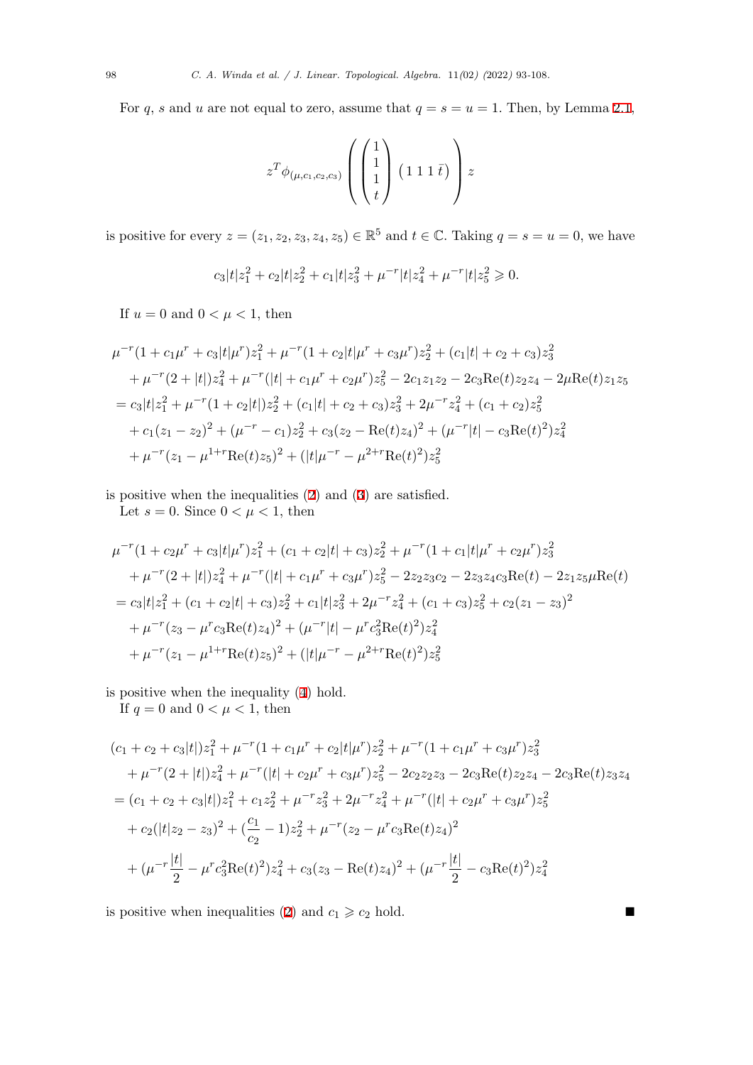For $q$, $s$ and $u$ are not equal to zero, assume that $q = s = u = 1$. Then, by Lemma 2.1,

$$z^T \phi_{(\mu,c_1,c_2,c_3)} \left( \begin{pmatrix} 1 \\ 1 \\ 1 \\ t \end{pmatrix} \begin{pmatrix} 1 \; 1 \; 1 \; \bar{t} \end{pmatrix} \right) z$$

is positive for every $z = (z_1, z_2, z_3, z_4, z_5) \in \mathbb{R}^5$ and $t \in \mathbb{C}$. Taking $q = s = u = 0$, we have

$$c_3|t|z_1^2 + c_2|t|z_2^2 + c_1|t|z_3^2 + \mu^{-r}|t|z_4^2 + \mu^{-r}|t|z_5^2 \geqslant 0.$$

If $u = 0$ and $0 < \mu < 1$, then

$$\begin{aligned}
&\mu^{-r}(1 + c_1\mu^r + c_3|t|\mu^r)z_1^2 + \mu^{-r}(1 + c_2|t|\mu^r + c_3\mu^r)z_2^2 + (c_1|t| + c_2 + c_3)z_3^2 \\
&\quad + \mu^{-r}(2 + |t|)z_4^2 + \mu^{-r}(|t| + c_1\mu^r + c_2\mu^r)z_5^2 - 2c_1z_1z_2 - 2c_3\mathrm{Re}(t)z_2z_4 - 2\mu\mathrm{Re}(t)z_1z_5 \\
&= c_3|t|z_1^2 + \mu^{-r}(1 + c_2|t|)z_2^2 + (c_1|t| + c_2 + c_3)z_3^2 + 2\mu^{-r}z_4^2 + (c_1 + c_2)z_5^2 \\
&\quad + c_1(z_1 - z_2)^2 + (\mu^{-r} - c_1)z_2^2 + c_3(z_2 - \mathrm{Re}(t)z_4)^2 + (\mu^{-r}|t| - c_3\mathrm{Re}(t)^2)z_4^2 \\
&\quad + \mu^{-r}(z_1 - \mu^{1+r}\mathrm{Re}(t)z_5)^2 + (|t|\mu^{-r} - \mu^{2+r}\mathrm{Re}(t)^2)z_5^2
\end{aligned}$$

is positive when the inequalities (2) and (3) are satisfied.

Let $s = 0$. Since $0 < \mu < 1$, then

$$\begin{aligned}
&\mu^{-r}(1 + c_2\mu^r + c_3|t|\mu^r)z_1^2 + (c_1 + c_2|t| + c_3)z_2^2 + \mu^{-r}(1 + c_1|t|\mu^r + c_2\mu^r)z_3^2 \\
&\quad + \mu^{-r}(2 + |t|)z_4^2 + \mu^{-r}(|t| + c_1\mu^r + c_3\mu^r)z_5^2 - 2z_2z_3c_2 - 2z_3z_4c_3\mathrm{Re}(t) - 2z_1z_5\mu\mathrm{Re}(t) \\
&= c_3|t|z_1^2 + (c_1 + c_2|t| + c_3)z_2^2 + c_1|t|z_3^2 + 2\mu^{-r}z_4^2 + (c_1 + c_3)z_5^2 + c_2(z_1 - z_3)^2 \\
&\quad + \mu^{-r}(z_3 - \mu^r c_3\mathrm{Re}(t)z_4)^2 + (\mu^{-r}|t| - \mu^r c_3^2\mathrm{Re}(t)^2)z_4^2 \\
&\quad + \mu^{-r}(z_1 - \mu^{1+r}\mathrm{Re}(t)z_5)^2 + (|t|\mu^{-r} - \mu^{2+r}\mathrm{Re}(t)^2)z_5^2
\end{aligned}$$

is positive when the inequality (4) hold.

If $q = 0$ and $0 < \mu < 1$, then

$$\begin{aligned}
&(c_1 + c_2 + c_3|t|)z_1^2 + \mu^{-r}(1 + c_1\mu^r + c_2|t|\mu^r)z_2^2 + \mu^{-r}(1 + c_1\mu^r + c_3\mu^r)z_3^2 \\
&\quad + \mu^{-r}(2 + |t|)z_4^2 + \mu^{-r}(|t| + c_2\mu^r + c_3\mu^r)z_5^2 - 2c_2z_2z_3 - 2c_3\mathrm{Re}(t)z_2z_4 - 2c_3\mathrm{Re}(t)z_3z_4 \\
&= (c_1 + c_2 + c_3|t|)z_1^2 + c_1z_2^2 + \mu^{-r}z_3^2 + 2\mu^{-r}z_4^2 + \mu^{-r}(|t| + c_2\mu^r + c_3\mu^r)z_5^2 \\
&\quad + c_2(|t|z_2 - z_3)^2 + (\frac{c_1}{c_2} - 1)z_2^2 + \mu^{-r}(z_2 - \mu^r c_3\mathrm{Re}(t)z_4)^2 \\
&\quad + (\mu^{-r}\frac{|t|}{2} - \mu^r c_3^2\mathrm{Re}(t)^2)z_4^2 + c_3(z_3 - \mathrm{Re}(t)z_4)^2 + (\mu^{-r}\frac{|t|}{2} - c_3\mathrm{Re}(t)^2)z_4^2
\end{aligned}$$

is positive when inequalities (2) and $c_1 \geqslant c_2$ hold. ■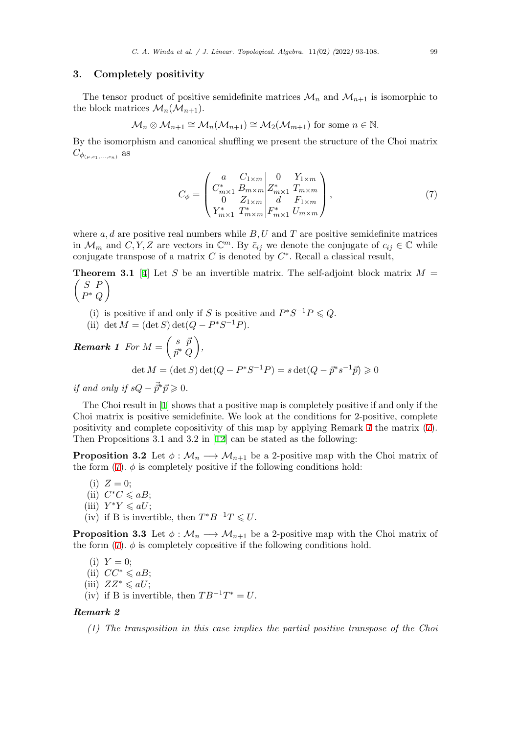## 3. Completely positivity

The tensor product of positive semidefinite matrices $\mathcal{M}_n$ and $\mathcal{M}_{n+1}$ is isomorphic to the block matrices $\mathcal{M}_n(\mathcal{M}_{n+1})$.

$$\mathcal{M}_n \otimes \mathcal{M}_{n+1} \cong \mathcal{M}_n(\mathcal{M}_{n+1}) \cong \mathcal{M}_2(\mathcal{M}_{m+1}) \text{ for some } n \in \mathbb{N}.$$

By the isomorphism and canonical shuffling we present the structure of the Choi matrix $C_{\phi_{(\mu,c_1,\ldots,c_n)}}$ as

$$C_\phi = \left(\begin{array}{cc|cc} a & C_{1\times m} & 0 & Y_{1\times m} \\ C^*_{m\times 1} & B_{m\times m} & Z^*_{m\times 1} & T_{m\times m} \\ \hline 0 & Z_{1\times m} & d & F_{1\times m} \\ Y^*_{m\times 1} & T^*_{m\times m} & F^*_{m\times 1} & U_{m\times m} \end{array}\right), \tag{7}$$

where $a, d$ are positive real numbers while $B, U$ and $T$ are positive semidefinite matrices in $\mathcal{M}_m$ and $C, Y, Z$ are vectors in $\mathbb{C}^m$. By $\bar{c}_{ij}$ we denote the conjugate of $c_{ij} \in \mathbb{C}$ while conjugate transpose of a matrix $C$ is denoted by $C^*$. Recall a classical result,

**Theorem 3.1** [4] Let $S$ be an invertible matrix. The self-adjoint block matrix $M = \begin{pmatrix} S & P \\ P^* & Q \end{pmatrix}$

(i) is positive if and only if $S$ is positive and $P^*S^{-1}P \leqslant Q$.

(ii) $\det M = (\det S)\det(Q - P^*S^{-1}P)$.

***Remark 1*** *For* $M = \begin{pmatrix} s & \vec{p} \\ \vec{p}^* & Q \end{pmatrix}$,

$$\det M = (\det S)\det(Q - P^*S^{-1}P) = s\det(Q - \vec{p}^* s^{-1}\vec{p}) \geqslant 0$$

*if and only if* $sQ - \vec{\bar{p}}^*\vec{p} \geqslant 0$.

The Choi result in [1] shows that a positive map is completely positive if and only if the Choi matrix is positive semidefinite. We look at the conditions for 2-positive, complete positivity and complete copositivity of this map by applying Remark 1 the matrix (7). Then Propositions 3.1 and 3.2 in [12] can be stated as the following:

**Proposition 3.2** Let $\phi : \mathcal{M}_n \longrightarrow \mathcal{M}_{n+1}$ be a 2-positive map with the Choi matrix of the form (7). $\phi$ is completely positive if the following conditions hold:

(i) $Z = 0$;

(ii) $C^*C \leqslant aB$;

(iii) $Y^*Y \leqslant aU$;

(iv) if B is invertible, then $T^*B^{-1}T \leqslant U$.

**Proposition 3.3** Let $\phi : \mathcal{M}_n \longrightarrow \mathcal{M}_{n+1}$ be a 2-positive map with the Choi matrix of the form (7). $\phi$ is completely copositive if the following conditions hold.

(i) $Y = 0$;

(ii) $CC^* \leqslant aB$;

(iii) $ZZ^* \leqslant aU$;

(iv) if B is invertible, then $TB^{-1}T^* = U$.

***Remark 2***

*(1) The transposition in this case implies the partial positive transpose of the Choi*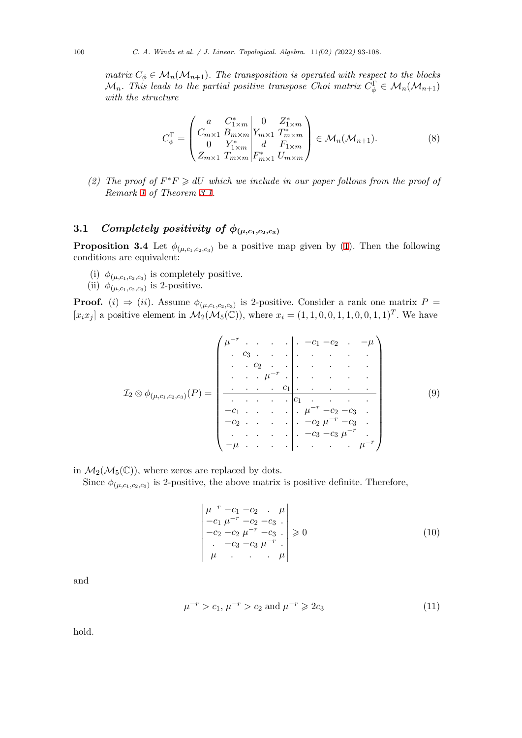*matrix $C_\phi \in \mathcal{M}_n(\mathcal{M}_{n+1})$. The transposition is operated with respect to the blocks $\mathcal{M}_n$. This leads to the partial positive transpose Choi matrix $C_\phi^\Gamma \in \mathcal{M}_n(\mathcal{M}_{n+1})$ with the structure*

$$
C_\phi^\Gamma = \left(\begin{array}{cc|cc} a & C^*_{1\times m} & 0 & Z^*_{1\times m} \\ C_{m\times 1} & B_{m\times m} & Y_{m\times 1} & T^*_{m\times m} \\ \hline 0 & Y^*_{1\times m} & d & F_{1\times m} \\ Z_{m\times 1} & T_{m\times m} & F^*_{m\times 1} & U_{m\times m} \end{array}\right) \in \mathcal{M}_n(\mathcal{M}_{n+1}). \tag{8}
$$

(2) *The proof of $F^*F \geqslant dU$ which we include in our paper follows from the proof of Remark 1 of Theorem 3.1.*

### 3.1 Completely positivity of $\phi_{(\mu,c_1,c_2,c_3)}$

**Proposition 3.4** Let $\phi_{(\mu,c_1,c_2,c_3)}$ be a positive map given by (1). Then the following conditions are equivalent:

(i) $\phi_{(\mu,c_1,c_2,c_3)}$ is completely positive.
(ii) $\phi_{(\mu,c_1,c_2,c_3)}$ is 2-positive.

**Proof.** $(i) \Rightarrow (ii)$. Assume $\phi_{(\mu,c_1,c_2,c_3)}$ is 2-positive. Consider a rank one matrix $P = [x_i x_j]$ a positive element in $\mathcal{M}_2(\mathcal{M}_5(\mathbb{C}))$, where $x_i = (1,1,0,0,1,1,0,0,1,1)^T$. We have

$$
\mathcal{I}_2 \otimes \phi_{(\mu,c_1,c_2,c_3)}(P) = \left(\begin{array}{ccccc|ccccc}
\mu^{-r} & \cdot & \cdot & \cdot & \cdot & \cdot & -c_1 & -c_2 & \cdot & -\mu \\
\cdot & c_3 & \cdot & \cdot & \cdot & \cdot & \cdot & \cdot & \cdot & \cdot \\
\cdot & \cdot & c_2 & \cdot & \cdot & \cdot & \cdot & \cdot & \cdot & \cdot \\
\cdot & \cdot & \cdot & \mu^{-r} & \cdot & \cdot & \cdot & \cdot & \cdot & \cdot \\
\cdot & \cdot & \cdot & \cdot & c_1 & \cdot & \cdot & \cdot & \cdot & \cdot \\
\hline
\cdot & \cdot & \cdot & \cdot & \cdot & c_1 & \cdot & \cdot & \cdot & \cdot \\
-c_1 & \cdot & \cdot & \cdot & \cdot & \cdot & \mu^{-r} & -c_2 & -c_3 & \cdot \\
-c_2 & \cdot & \cdot & \cdot & \cdot & \cdot & -c_2 & \mu^{-r} & -c_3 & \cdot \\
\cdot & \cdot & \cdot & \cdot & \cdot & \cdot & -c_3 & -c_3 & \mu^{-r} & \cdot \\
-\mu & \cdot & \cdot & \cdot & \cdot & \cdot & \cdot & \cdot & \cdot & \mu^{-r}
\end{array}\right) \tag{9}
$$

in $\mathcal{M}_2(\mathcal{M}_5(\mathbb{C}))$, where zeros are replaced by dots.

Since $\phi_{(\mu,c_1,c_2,c_3)}$ is 2-positive, the above matrix is positive definite. Therefore,

$$
\begin{vmatrix}
\mu^{-r} & -c_1 & -c_2 & \cdot & \mu \\
-c_1 & \mu^{-r} & -c_2 & -c_3 & \cdot \\
-c_2 & -c_2 & \mu^{-r} & -c_3 & \cdot \\
\cdot & -c_3 & -c_3 & \mu^{-r} & \cdot \\
\mu & \cdot & \cdot & \cdot & \mu
\end{vmatrix} \geqslant 0 \tag{10}
$$

and

$$
\mu^{-r} > c_1,\ \mu^{-r} > c_2 \text{ and } \mu^{-r} \geqslant 2c_3 \tag{11}
$$

hold.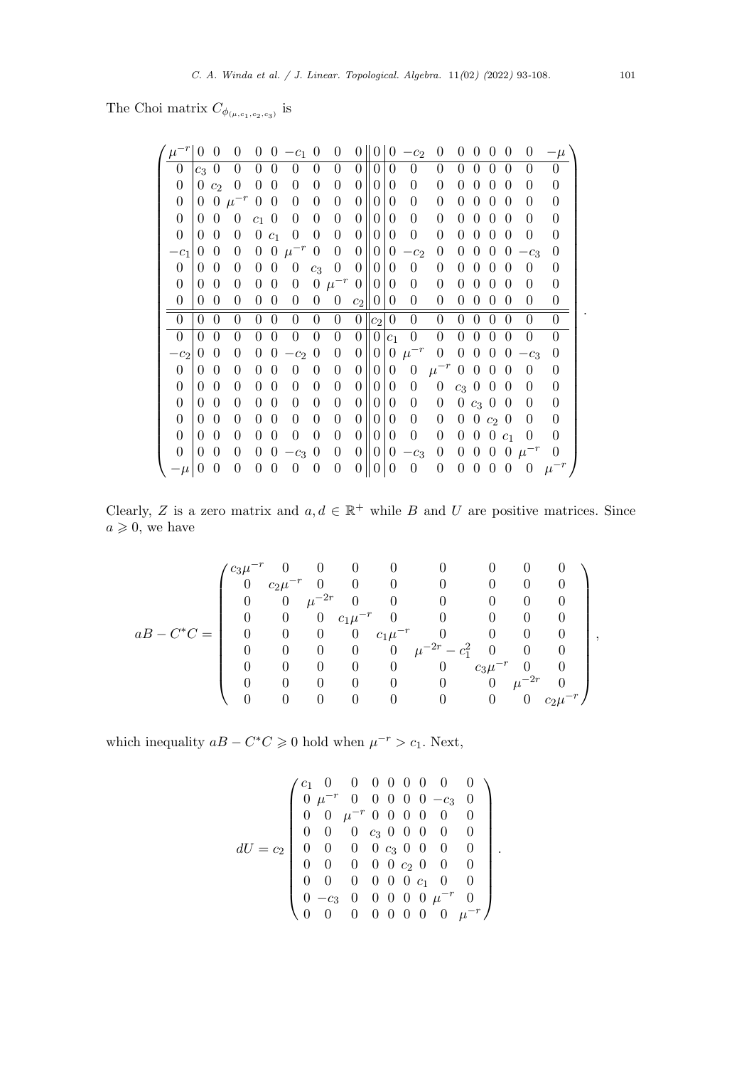The Choi matrix $C_{\phi_{(\mu,c_1,c_2,c_3)}}$ is

$$
\left(\begin{array}{c|ccccccccc||c|ccccccccc}
\mu^{-r} & 0 & 0 & 0 & 0 & 0 & -c_1 & 0 & 0 & 0 & 0 & 0 & -c_2 & 0 & 0 & 0 & 0 & 0 & 0 & -\mu \\
\hline
0 & c_3 & 0 & 0 & 0 & 0 & 0 & 0 & 0 & 0 & 0 & 0 & 0 & 0 & 0 & 0 & 0 & 0 & 0 & 0 \\
0 & 0 & c_2 & 0 & 0 & 0 & 0 & 0 & 0 & 0 & 0 & 0 & 0 & 0 & 0 & 0 & 0 & 0 & 0 & 0 \\
0 & 0 & 0 & \mu^{-r} & 0 & 0 & 0 & 0 & 0 & 0 & 0 & 0 & 0 & 0 & 0 & 0 & 0 & 0 & 0 & 0 \\
0 & 0 & 0 & 0 & c_1 & 0 & 0 & 0 & 0 & 0 & 0 & 0 & 0 & 0 & 0 & 0 & 0 & 0 & 0 & 0 \\
0 & 0 & 0 & 0 & 0 & c_1 & 0 & 0 & 0 & 0 & 0 & 0 & 0 & 0 & 0 & 0 & 0 & 0 & 0 & 0 \\
-c_1 & 0 & 0 & 0 & 0 & 0 & \mu^{-r} & 0 & 0 & 0 & 0 & 0 & -c_2 & 0 & 0 & 0 & 0 & 0 & -c_3 & 0 \\
0 & 0 & 0 & 0 & 0 & 0 & 0 & c_3 & 0 & 0 & 0 & 0 & 0 & 0 & 0 & 0 & 0 & 0 & 0 & 0 \\
0 & 0 & 0 & 0 & 0 & 0 & 0 & 0 & \mu^{-r} & 0 & 0 & 0 & 0 & 0 & 0 & 0 & 0 & 0 & 0 & 0 \\
0 & 0 & 0 & 0 & 0 & 0 & 0 & 0 & 0 & c_2 & 0 & 0 & 0 & 0 & 0 & 0 & 0 & 0 & 0 & 0 \\
\hline\hline
0 & 0 & 0 & 0 & 0 & 0 & 0 & 0 & 0 & 0 & c_2 & 0 & 0 & 0 & 0 & 0 & 0 & 0 & 0 & 0 \\
\hline
0 & 0 & 0 & 0 & 0 & 0 & 0 & 0 & 0 & 0 & 0 & c_1 & 0 & 0 & 0 & 0 & 0 & 0 & 0 & 0 \\
-c_2 & 0 & 0 & 0 & 0 & 0 & -c_2 & 0 & 0 & 0 & 0 & 0 & \mu^{-r} & 0 & 0 & 0 & 0 & 0 & -c_3 & 0 \\
0 & 0 & 0 & 0 & 0 & 0 & 0 & 0 & 0 & 0 & 0 & 0 & 0 & \mu^{-r} & 0 & 0 & 0 & 0 & 0 & 0 \\
0 & 0 & 0 & 0 & 0 & 0 & 0 & 0 & 0 & 0 & 0 & 0 & 0 & 0 & c_3 & 0 & 0 & 0 & 0 & 0 \\
0 & 0 & 0 & 0 & 0 & 0 & 0 & 0 & 0 & 0 & 0 & 0 & 0 & 0 & 0 & c_3 & 0 & 0 & 0 & 0 \\
0 & 0 & 0 & 0 & 0 & 0 & 0 & 0 & 0 & 0 & 0 & 0 & 0 & 0 & 0 & 0 & c_2 & 0 & 0 & 0 \\
0 & 0 & 0 & 0 & 0 & 0 & 0 & 0 & 0 & 0 & 0 & 0 & 0 & 0 & 0 & 0 & 0 & c_1 & 0 & 0 \\
0 & 0 & 0 & 0 & 0 & 0 & -c_3 & 0 & 0 & 0 & 0 & 0 & -c_3 & 0 & 0 & 0 & 0 & 0 & \mu^{-r} & 0 \\
-\mu & 0 & 0 & 0 & 0 & 0 & 0 & 0 & 0 & 0 & 0 & 0 & 0 & 0 & 0 & 0 & 0 & 0 & 0 & \mu^{-r}
\end{array}\right).
$$

Clearly, $Z$ is a zero matrix and $a, d \in \mathbb{R}^+$ while $B$ and $U$ are positive matrices. Since $a \geqslant 0$, we have

$$
aB - C^*C = \begin{pmatrix}
c_3\mu^{-r} & 0 & 0 & 0 & 0 & 0 & 0 & 0 & 0 \\
0 & c_2\mu^{-r} & 0 & 0 & 0 & 0 & 0 & 0 & 0 \\
0 & 0 & \mu^{-2r} & 0 & 0 & 0 & 0 & 0 & 0 \\
0 & 0 & 0 & c_1\mu^{-r} & 0 & 0 & 0 & 0 & 0 \\
0 & 0 & 0 & 0 & c_1\mu^{-r} & 0 & 0 & 0 & 0 \\
0 & 0 & 0 & 0 & 0 & \mu^{-2r} - c_1^2 & 0 & 0 & 0 \\
0 & 0 & 0 & 0 & 0 & 0 & c_3\mu^{-r} & 0 & 0 \\
0 & 0 & 0 & 0 & 0 & 0 & 0 & \mu^{-2r} & 0 \\
0 & 0 & 0 & 0 & 0 & 0 & 0 & 0 & c_2\mu^{-r}
\end{pmatrix},
$$

which inequality $aB - C^*C \geqslant 0$ hold when $\mu^{-r} > c_1$. Next,

$$
dU = c_2 \begin{pmatrix}
c_1 & 0 & 0 & 0 & 0 & 0 & 0 & 0 & 0 \\
0 & \mu^{-r} & 0 & 0 & 0 & 0 & 0 & -c_3 & 0 \\
0 & 0 & \mu^{-r} & 0 & 0 & 0 & 0 & 0 & 0 \\
0 & 0 & 0 & c_3 & 0 & 0 & 0 & 0 & 0 \\
0 & 0 & 0 & 0 & c_3 & 0 & 0 & 0 & 0 \\
0 & 0 & 0 & 0 & 0 & c_2 & 0 & 0 & 0 \\
0 & 0 & 0 & 0 & 0 & 0 & c_1 & 0 & 0 \\
0 & -c_3 & 0 & 0 & 0 & 0 & 0 & \mu^{-r} & 0 \\
0 & 0 & 0 & 0 & 0 & 0 & 0 & 0 & \mu^{-r}
\end{pmatrix}.
$$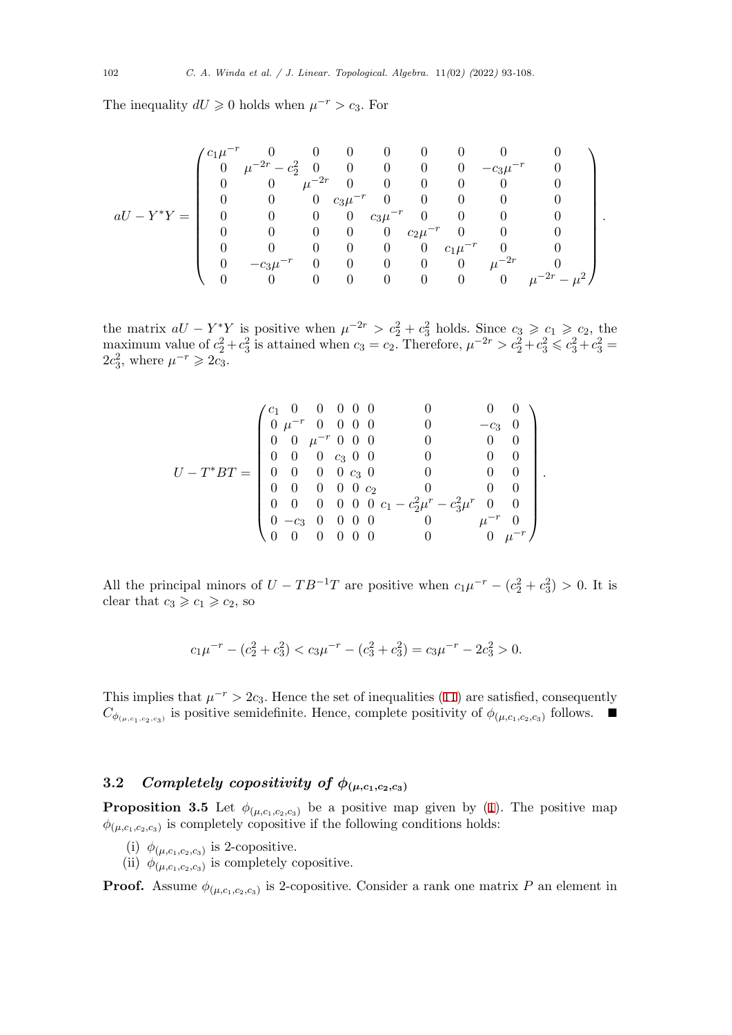The inequality $dU \geqslant 0$ holds when $\mu^{-r} > c_3$. For

$$
aU - Y^*Y = \begin{pmatrix}
c_1\mu^{-r} & 0 & 0 & 0 & 0 & 0 & 0 & 0 & 0 \\
0 & \mu^{-2r} - c_2^2 & 0 & 0 & 0 & 0 & 0 & -c_3\mu^{-r} & 0 \\
0 & 0 & \mu^{-2r} & 0 & 0 & 0 & 0 & 0 & 0 \\
0 & 0 & 0 & c_3\mu^{-r} & 0 & 0 & 0 & 0 & 0 \\
0 & 0 & 0 & 0 & c_3\mu^{-r} & 0 & 0 & 0 & 0 \\
0 & 0 & 0 & 0 & 0 & c_2\mu^{-r} & 0 & 0 & 0 \\
0 & 0 & 0 & 0 & 0 & 0 & c_1\mu^{-r} & 0 & 0 \\
0 & -c_3\mu^{-r} & 0 & 0 & 0 & 0 & 0 & \mu^{-2r} & 0 \\
0 & 0 & 0 & 0 & 0 & 0 & 0 & 0 & \mu^{-2r} - \mu^2
\end{pmatrix}.
$$

the matrix $aU - Y^*Y$ is positive when $\mu^{-2r} > c_2^2 + c_3^2$ holds. Since $c_3 \geqslant c_1 \geqslant c_2$, the maximum value of $c_2^2 + c_3^2$ is attained when $c_3 = c_2$. Therefore, $\mu^{-2r} > c_2^2 + c_3^2 \leqslant c_3^2 + c_3^2 = 2c_3^2$, where $\mu^{-r} \geqslant 2c_3$.

$$
U - T^*BT = \begin{pmatrix}
c_1 & 0 & 0 & 0 & 0 & 0 & 0 & 0 & 0 \\
0 & \mu^{-r} & 0 & 0 & 0 & 0 & 0 & -c_3 & 0 \\
0 & 0 & \mu^{-r} & 0 & 0 & 0 & 0 & 0 & 0 \\
0 & 0 & 0 & c_3 & 0 & 0 & 0 & 0 & 0 \\
0 & 0 & 0 & 0 & c_3 & 0 & 0 & 0 & 0 \\
0 & 0 & 0 & 0 & 0 & c_2 & 0 & 0 & 0 \\
0 & 0 & 0 & 0 & 0 & 0 & c_1 - c_2^2\mu^r - c_3^2\mu^r & 0 & 0 \\
0 & -c_3 & 0 & 0 & 0 & 0 & 0 & \mu^{-r} & 0 \\
0 & 0 & 0 & 0 & 0 & 0 & 0 & 0 & \mu^{-r}
\end{pmatrix}.
$$

All the principal minors of $U - TB^{-1}T$ are positive when $c_1\mu^{-r} - (c_2^2 + c_3^2) > 0$. It is clear that $c_3 \geqslant c_1 \geqslant c_2$, so

$$
c_1\mu^{-r} - (c_2^2 + c_3^2) < c_3\mu^{-r} - (c_3^2 + c_3^2) = c_3\mu^{-r} - 2c_3^2 > 0.
$$

This implies that $\mu^{-r} > 2c_3$. Hence the set of inequalities (11) are satisfied, consequently $C_{\phi_{(\mu,c_1,c_2,c_3)}}$ is positive semidefinite. Hence, complete positivity of $\phi_{(\mu,c_1,c_2,c_3)}$ follows. ∎

### 3.2 *Completely copositivity of* $\phi_{(\mu,c_1,c_2,c_3)}$

**Proposition 3.5** Let $\phi_{(\mu,c_1,c_2,c_3)}$ be a positive map given by (1). The positive map $\phi_{(\mu,c_1,c_2,c_3)}$ is completely copositive if the following conditions holds:

(i) $\phi_{(\mu,c_1,c_2,c_3)}$ is 2-copositive.
(ii) $\phi_{(\mu,c_1,c_2,c_3)}$ is completely copositive.

**Proof.** Assume $\phi_{(\mu,c_1,c_2,c_3)}$ is 2-copositive. Consider a rank one matrix $P$ an element in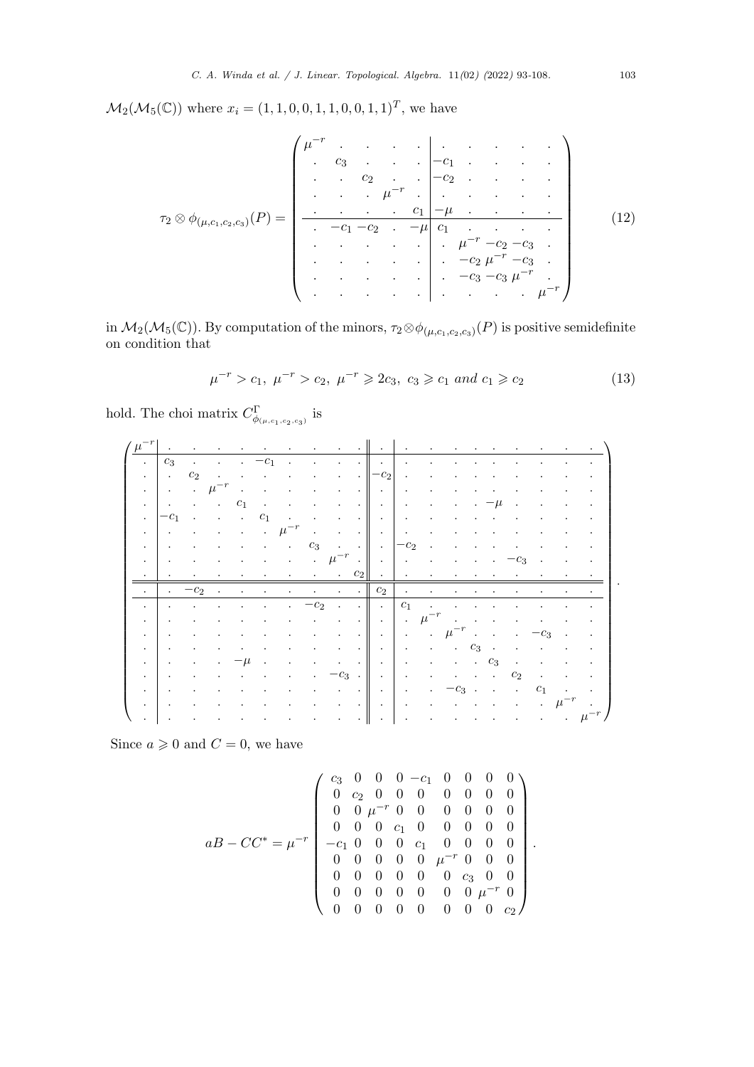$\mathcal{M}_2(\mathcal{M}_5(\mathbb{C}))$ where $x_i = (1,1,0,0,1,1,0,0,1,1)^T$, we have

$$
\tau_2 \otimes \phi_{(\mu,c_1,c_2,c_3)}(P) = \left(\begin{array}{ccccc|ccccc}
\mu^{-r} & \cdot & \cdot & \cdot & \cdot & \cdot & \cdot & \cdot & \cdot & \cdot \\
\cdot & c_3 & \cdot & \cdot & \cdot & -c_1 & \cdot & \cdot & \cdot & \cdot \\
\cdot & \cdot & c_2 & \cdot & \cdot & -c_2 & \cdot & \cdot & \cdot & \cdot \\
\cdot & \cdot & \cdot & \mu^{-r} & \cdot & \cdot & \cdot & \cdot & \cdot & \cdot \\
\cdot & \cdot & \cdot & \cdot & c_1 & -\mu & \cdot & \cdot & \cdot & \cdot \\
\hline
\cdot & -c_1 & -c_2 & \cdot & -\mu & c_1 & \cdot & \cdot & \cdot & \cdot \\
\cdot & \cdot & \cdot & \cdot & \cdot & \cdot & \mu^{-r} & -c_2 & -c_3 & \cdot \\
\cdot & \cdot & \cdot & \cdot & \cdot & \cdot & -c_2 & \mu^{-r} & -c_3 & \cdot \\
\cdot & \cdot & \cdot & \cdot & \cdot & \cdot & -c_3 & -c_3 & \mu^{-r} & \cdot \\
\cdot & \cdot & \cdot & \cdot & \cdot & \cdot & \cdot & \cdot & \cdot & \mu^{-r}
\end{array}\right) \tag{12}
$$

in $\mathcal{M}_2(\mathcal{M}_5(\mathbb{C}))$. By computation of the minors, $\tau_2 \otimes \phi_{(\mu,c_1,c_2,c_3)}(P)$ is positive semidefinite on condition that

$$
\mu^{-r} > c_1,\ \mu^{-r} > c_2,\ \mu^{-r} \geqslant 2c_3,\ c_3 \geqslant c_1 \ and \ c_1 \geqslant c_2 \tag{13}
$$

hold. The choi matrix $C^{\Gamma}_{\phi_{(\mu,c_1,c_2,c_3)}}$ is

$$
\left(\begin{array}{c|ccccccccc||c|ccccccccc}
\mu^{-r} & \cdot & \cdot & \cdot & \cdot & \cdot & \cdot & \cdot & \cdot & \cdot & \cdot & \cdot & \cdot & \cdot & \cdot & \cdot & \cdot & \cdot & \cdot & \cdot \\
\hline
\cdot & c_3 & \cdot & \cdot & \cdot & -c_1 & \cdot & \cdot & \cdot & \cdot & \cdot & \cdot & \cdot & \cdot & \cdot & \cdot & \cdot & \cdot & \cdot & \cdot \\
\cdot & \cdot & c_2 & \cdot & \cdot & \cdot & \cdot & \cdot & \cdot & \cdot & -c_2 & \cdot & \cdot & \cdot & \cdot & \cdot & \cdot & \cdot & \cdot & \cdot \\
\cdot & \cdot & \cdot & \mu^{-r} & \cdot & \cdot & \cdot & \cdot & \cdot & \cdot & \cdot & \cdot & \cdot & \cdot & \cdot & \cdot & \cdot & \cdot & \cdot & \cdot \\
\cdot & \cdot & \cdot & \cdot & c_1 & \cdot & \cdot & \cdot & \cdot & \cdot & \cdot & \cdot & \cdot & \cdot & \cdot & -\mu & \cdot & \cdot & \cdot & \cdot \\
\cdot & -c_1 & \cdot & \cdot & \cdot & c_1 & \cdot & \cdot & \cdot & \cdot & \cdot & \cdot & \cdot & \cdot & \cdot & \cdot & \cdot & \cdot & \cdot & \cdot \\
\cdot & \cdot & \cdot & \cdot & \cdot & \cdot & \mu^{-r} & \cdot & \cdot & \cdot & \cdot & \cdot & \cdot & \cdot & \cdot & \cdot & \cdot & \cdot & \cdot & \cdot \\
\cdot & \cdot & \cdot & \cdot & \cdot & \cdot & \cdot & c_3 & \cdot & \cdot & \cdot & -c_2 & \cdot & \cdot & \cdot & \cdot & \cdot & \cdot & \cdot & \cdot \\
\cdot & \cdot & \cdot & \cdot & \cdot & \cdot & \cdot & \cdot & \mu^{-r} & \cdot & \cdot & \cdot & \cdot & \cdot & \cdot & \cdot & -c_3 & \cdot & \cdot & \cdot \\
\cdot & \cdot & \cdot & \cdot & \cdot & \cdot & \cdot & \cdot & \cdot & c_2 & \cdot & \cdot & \cdot & \cdot & \cdot & \cdot & \cdot & \cdot & \cdot & \cdot \\
\hline\hline
\cdot & \cdot & -c_2 & \cdot & \cdot & \cdot & \cdot & \cdot & \cdot & \cdot & c_2 & \cdot & \cdot & \cdot & \cdot & \cdot & \cdot & \cdot & \cdot & \cdot \\
\hline
\cdot & \cdot & \cdot & \cdot & \cdot & \cdot & \cdot & -c_2 & \cdot & \cdot & \cdot & c_1 & \cdot & \cdot & \cdot & \cdot & \cdot & \cdot & \cdot & \cdot \\
\cdot & \cdot & \cdot & \cdot & \cdot & \cdot & \cdot & \cdot & \cdot & \cdot & \cdot & \cdot & \mu^{-r} & \cdot & \cdot & \cdot & \cdot & \cdot & \cdot & \cdot \\
\cdot & \cdot & \cdot & \cdot & \cdot & \cdot & \cdot & \cdot & \cdot & \cdot & \cdot & \cdot & \cdot & \mu^{-r} & \cdot & \cdot & \cdot & -c_3 & \cdot & \cdot \\
\cdot & \cdot & \cdot & \cdot & \cdot & \cdot & \cdot & \cdot & \cdot & \cdot & \cdot & \cdot & \cdot & \cdot & c_3 & \cdot & \cdot & \cdot & \cdot & \cdot \\
\cdot & \cdot & \cdot & \cdot & -\mu & \cdot & \cdot & \cdot & \cdot & \cdot & \cdot & \cdot & \cdot & \cdot & \cdot & c_3 & \cdot & \cdot & \cdot & \cdot \\
\cdot & \cdot & \cdot & \cdot & \cdot & \cdot & \cdot & \cdot & -c_3 & \cdot & \cdot & \cdot & \cdot & \cdot & \cdot & \cdot & c_2 & \cdot & \cdot & \cdot \\
\cdot & \cdot & \cdot & \cdot & \cdot & \cdot & \cdot & \cdot & \cdot & \cdot & \cdot & \cdot & \cdot & -c_3 & \cdot & \cdot & \cdot & c_1 & \cdot & \cdot \\
\cdot & \cdot & \cdot & \cdot & \cdot & \cdot & \cdot & \cdot & \cdot & \cdot & \cdot & \cdot & \cdot & \cdot & \cdot & \cdot & \cdot & \cdot & \mu^{-r} & \cdot \\
\cdot & \cdot & \cdot & \cdot & \cdot & \cdot & \cdot & \cdot & \cdot & \cdot & \cdot & \cdot & \cdot & \cdot & \cdot & \cdot & \cdot & \cdot & \cdot & \mu^{-r}
\end{array}\right).
$$

Since $a \geqslant 0$ and $C = 0$, we have

$$
aB - CC^* = \mu^{-r}\begin{pmatrix}
c_3 & 0 & 0 & 0 & -c_1 & 0 & 0 & 0 & 0 \\
0 & c_2 & 0 & 0 & 0 & 0 & 0 & 0 & 0 \\
0 & 0 & \mu^{-r} & 0 & 0 & 0 & 0 & 0 & 0 \\
0 & 0 & 0 & c_1 & 0 & 0 & 0 & 0 & 0 \\
-c_1 & 0 & 0 & 0 & c_1 & 0 & 0 & 0 & 0 \\
0 & 0 & 0 & 0 & 0 & \mu^{-r} & 0 & 0 & 0 \\
0 & 0 & 0 & 0 & 0 & 0 & c_3 & 0 & 0 \\
0 & 0 & 0 & 0 & 0 & 0 & 0 & \mu^{-r} & 0 \\
0 & 0 & 0 & 0 & 0 & 0 & 0 & 0 & c_2
\end{pmatrix}.
$$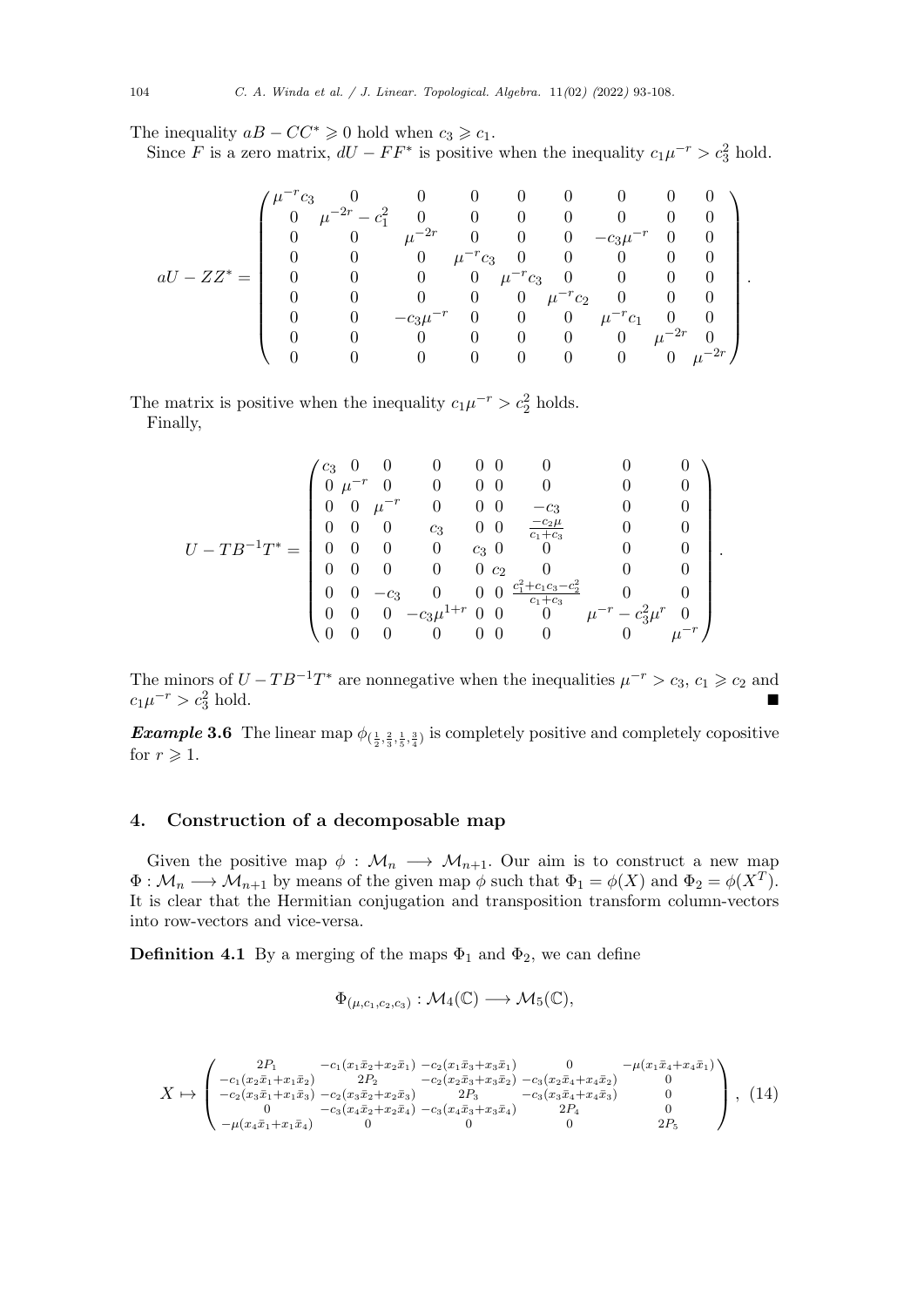The inequality $aB - CC^* \geqslant 0$ hold when $c_3 \geqslant c_1$.

Since $F$ is a zero matrix, $dU - FF^*$ is positive when the inequality $c_1\mu^{-r} > c_3^2$ hold.

$$
aU - ZZ^* = \begin{pmatrix}
\mu^{-r}c_3 & 0 & 0 & 0 & 0 & 0 & 0 & 0 & 0 \\
0 & \mu^{-2r} - c_1^2 & 0 & 0 & 0 & 0 & 0 & 0 & 0 \\
0 & 0 & \mu^{-2r} & 0 & 0 & 0 & -c_3\mu^{-r} & 0 & 0 \\
0 & 0 & 0 & \mu^{-r}c_3 & 0 & 0 & 0 & 0 & 0 \\
0 & 0 & 0 & 0 & \mu^{-r}c_3 & 0 & 0 & 0 & 0 \\
0 & 0 & 0 & 0 & 0 & \mu^{-r}c_2 & 0 & 0 & 0 \\
0 & 0 & -c_3\mu^{-r} & 0 & 0 & 0 & \mu^{-r}c_1 & 0 & 0 \\
0 & 0 & 0 & 0 & 0 & 0 & 0 & \mu^{-2r} & 0 \\
0 & 0 & 0 & 0 & 0 & 0 & 0 & 0 & \mu^{-2r}
\end{pmatrix}.
$$

The matrix is positive when the inequality $c_1\mu^{-r} > c_2^2$ holds.

Finally,

$$
U - TB^{-1}T^* = \begin{pmatrix}
c_3 & 0 & 0 & 0 & 0 & 0 & 0 & 0 & 0 \\
0 & \mu^{-r} & 0 & 0 & 0 & 0 & 0 & 0 & 0 \\
0 & 0 & \mu^{-r} & 0 & 0 & 0 & -c_3 & 0 & 0 \\
0 & 0 & 0 & c_3 & 0 & 0 & \frac{-c_2\mu}{c_1+c_3} & 0 & 0 \\
0 & 0 & 0 & 0 & c_3 & 0 & 0 & 0 & 0 \\
0 & 0 & 0 & 0 & 0 & c_2 & 0 & 0 & 0 \\
0 & 0 & -c_3 & 0 & 0 & 0 & \frac{c_1^2+c_1c_3-c_2^2}{c_1+c_3} & 0 & 0 \\
0 & 0 & 0 & -c_3\mu^{1+r} & 0 & 0 & 0 & \mu^{-r} - c_3^2\mu^r & 0 \\
0 & 0 & 0 & 0 & 0 & 0 & 0 & 0 & \mu^{-r}
\end{pmatrix}.
$$

The minors of $U - TB^{-1}T^*$ are nonnegative when the inequalities $\mu^{-r} > c_3$, $c_1 \geqslant c_2$ and $c_1\mu^{-r} > c_3^2$ hold. ∎

***Example* 3.6** The linear map $\phi_{(\frac{1}{2},\frac{2}{3},\frac{1}{5},\frac{3}{4})}$ is completely positive and completely copositive for $r \geqslant 1$.

## 4. Construction of a decomposable map

Given the positive map $\phi : \mathcal{M}_n \longrightarrow \mathcal{M}_{n+1}$. Our aim is to construct a new map $\Phi : \mathcal{M}_n \longrightarrow \mathcal{M}_{n+1}$ by means of the given map $\phi$ such that $\Phi_1 = \phi(X)$ and $\Phi_2 = \phi(X^T)$. It is clear that the Hermitian conjugation and transposition transform column-vectors into row-vectors and vice-versa.

**Definition 4.1** By a merging of the maps $\Phi_1$ and $\Phi_2$, we can define

$$
\Phi_{(\mu,c_1,c_2,c_3)} : \mathcal{M}_4(\mathbb{C}) \longrightarrow \mathcal{M}_5(\mathbb{C}),
$$

$$
X \mapsto \begin{pmatrix}
2P_1 & -c_1(x_1\bar{x}_2+x_2\bar{x}_1) & -c_2(x_1\bar{x}_3+x_3\bar{x}_1) & 0 & -\mu(x_1\bar{x}_4+x_4\bar{x}_1) \\
-c_1(x_2\bar{x}_1+x_1\bar{x}_2) & 2P_2 & -c_2(x_2\bar{x}_3+x_3\bar{x}_2) & -c_3(x_2\bar{x}_4+x_4\bar{x}_2) & 0 \\
-c_2(x_3\bar{x}_1+x_1\bar{x}_3) & -c_2(x_3\bar{x}_2+x_2\bar{x}_3) & 2P_3 & -c_3(x_3\bar{x}_4+x_4\bar{x}_3) & 0 \\
0 & -c_3(x_4\bar{x}_2+x_2\bar{x}_4) & -c_3(x_4\bar{x}_3+x_3\bar{x}_4) & 2P_4 & 0 \\
-\mu(x_4\bar{x}_1+x_1\bar{x}_4) & 0 & 0 & 0 & 2P_5
\end{pmatrix}, \quad (14)
$$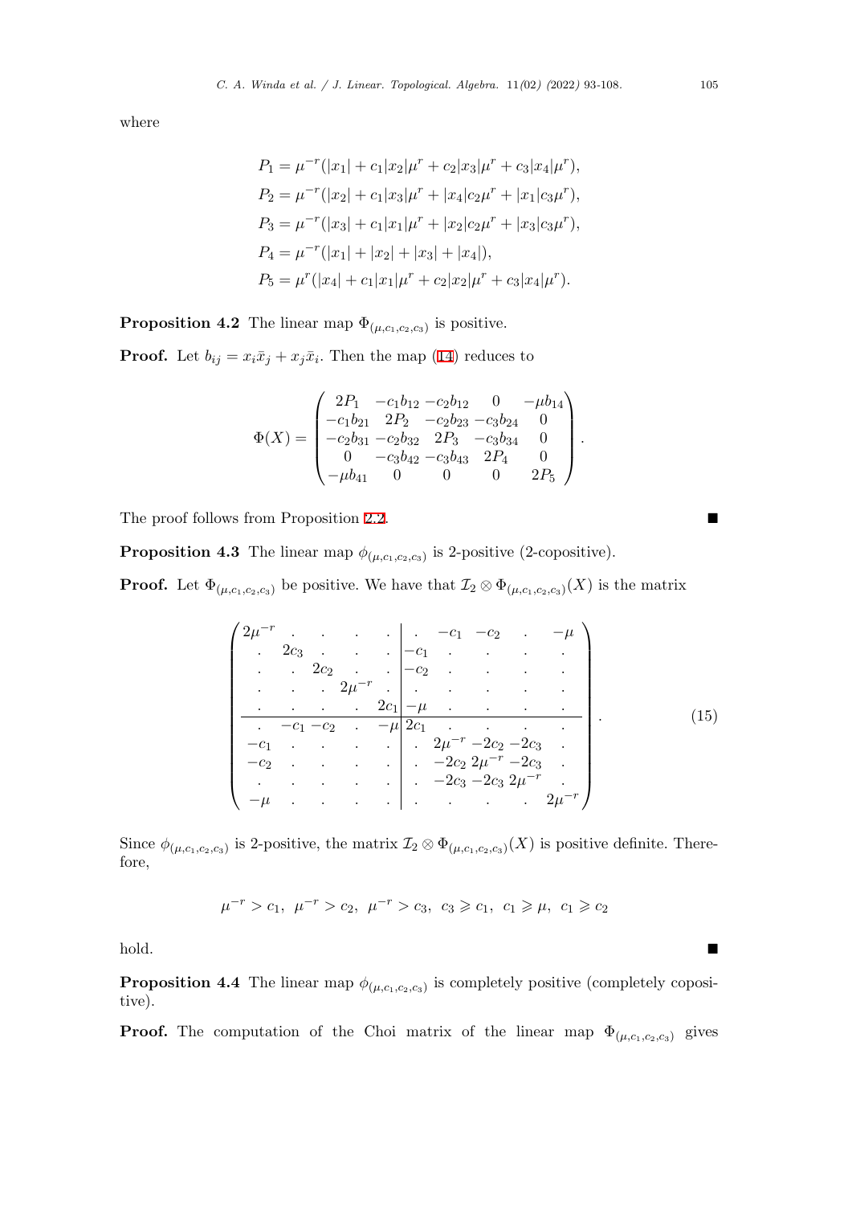where

$$
\begin{aligned}
P_1 &= \mu^{-r}(|x_1| + c_1|x_2|\mu^r + c_2|x_3|\mu^r + c_3|x_4|\mu^r),\\
P_2 &= \mu^{-r}(|x_2| + c_1|x_3|\mu^r + |x_4|c_2\mu^r + |x_1|c_3\mu^r),\\
P_3 &= \mu^{-r}(|x_3| + c_1|x_1|\mu^r + |x_2|c_2\mu^r + |x_3|c_3\mu^r),\\
P_4 &= \mu^{-r}(|x_1| + |x_2| + |x_3| + |x_4|),\\
P_5 &= \mu^{r}(|x_4| + c_1|x_1|\mu^r + c_2|x_2|\mu^r + c_3|x_4|\mu^r).
\end{aligned}
$$

**Proposition 4.2** The linear map $\Phi_{(\mu,c_1,c_2,c_3)}$ is positive.

**Proof.** Let $b_{ij} = x_i\bar{x}_j + x_j\bar{x}_i$. Then the map (14) reduces to

$$
\Phi(X) = \begin{pmatrix}
2P_1 & -c_1b_{12} & -c_2b_{12} & 0 & -\mu b_{14}\\
-c_1b_{21} & 2P_2 & -c_2b_{23} & -c_3b_{24} & 0\\
-c_2b_{31} & -c_2b_{32} & 2P_3 & -c_3b_{34} & 0\\
0 & -c_3b_{42} & -c_3b_{43} & 2P_4 & 0\\
-\mu b_{41} & 0 & 0 & 0 & 2P_5
\end{pmatrix}.
$$

The proof follows from Proposition 2.2. ∎

**Proposition 4.3** The linear map $\phi_{(\mu,c_1,c_2,c_3)}$ is 2-positive (2-copositive).

**Proof.** Let $\Phi_{(\mu,c_1,c_2,c_3)}$ be positive. We have that $\mathcal{I}_2 \otimes \Phi_{(\mu,c_1,c_2,c_3)}(X)$ is the matrix

$$
\left(\begin{array}{ccccc|ccccc}
2\mu^{-r} & \cdot & \cdot & \cdot & \cdot & \cdot & -c_1 & -c_2 & \cdot & -\mu\\
\cdot & 2c_3 & \cdot & \cdot & \cdot & -c_1 & \cdot & \cdot & \cdot & \cdot\\
\cdot & \cdot & 2c_2 & \cdot & \cdot & -c_2 & \cdot & \cdot & \cdot & \cdot\\
\cdot & \cdot & \cdot & 2\mu^{-r} & \cdot & \cdot & \cdot & \cdot & \cdot & \cdot\\
\cdot & \cdot & \cdot & \cdot & 2c_1 & -\mu & \cdot & \cdot & \cdot & \cdot\\
\hline
\cdot & -c_1 & -c_2 & \cdot & -\mu & 2c_1 & \cdot & \cdot & \cdot & \cdot\\
-c_1 & \cdot & \cdot & \cdot & \cdot & \cdot & 2\mu^{-r} & -2c_2 & -2c_3 & \cdot\\
-c_2 & \cdot & \cdot & \cdot & \cdot & \cdot & -2c_2 & 2\mu^{-r} & -2c_3 & \cdot\\
\cdot & \cdot & \cdot & \cdot & \cdot & \cdot & -2c_3 & -2c_3 & 2\mu^{-r} & \cdot\\
-\mu & \cdot & \cdot & \cdot & \cdot & \cdot & \cdot & \cdot & \cdot & 2\mu^{-r}
\end{array}\right). \tag{15}
$$

Since $\phi_{(\mu,c_1,c_2,c_3)}$ is 2-positive, the matrix $\mathcal{I}_2 \otimes \Phi_{(\mu,c_1,c_2,c_3)}(X)$ is positive definite. Therefore,

$$
\mu^{-r} > c_1,\ \ \mu^{-r} > c_2,\ \ \mu^{-r} > c_3,\ \ c_3 \geqslant c_1,\ \ c_1 \geqslant \mu,\ \ c_1 \geqslant c_2
$$

hold. ∎

**Proposition 4.4** The linear map $\phi_{(\mu,c_1,c_2,c_3)}$ is completely positive (completely copositive).

**Proof.** The computation of the Choi matrix of the linear map $\Phi_{(\mu,c_1,c_2,c_3)}$ gives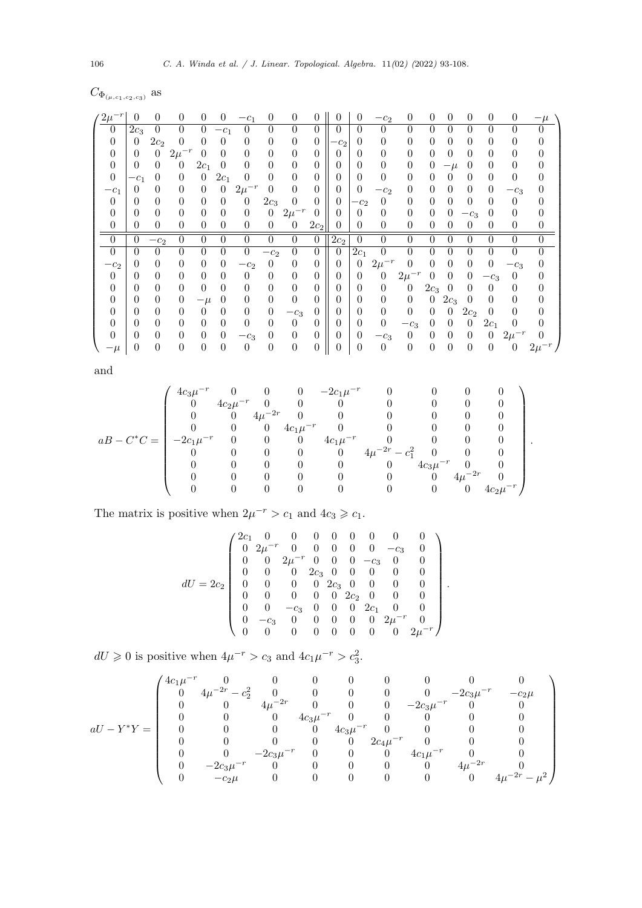$C_{\Phi_{(\mu,c_1,c_2,c_3)}}$ as

$$
\left(\begin{array}{c|ccccccccc||c|ccccccccc}
2\mu^{-r} & 0 & 0 & 0 & 0 & 0 & -c_1 & 0 & 0 & 0 & 0 & 0 & -c_2 & 0 & 0 & 0 & 0 & 0 & 0 & -\mu \\
\hline
0 & 2c_3 & 0 & 0 & 0 & -c_1 & 0 & 0 & 0 & 0 & 0 & 0 & 0 & 0 & 0 & 0 & 0 & 0 & 0 & 0 \\
0 & 0 & 2c_2 & 0 & 0 & 0 & 0 & 0 & 0 & 0 & -c_2 & 0 & 0 & 0 & 0 & 0 & 0 & 0 & 0 & 0 \\
0 & 0 & 0 & 2\mu^{-r} & 0 & 0 & 0 & 0 & 0 & 0 & 0 & 0 & 0 & 0 & 0 & 0 & 0 & 0 & 0 & 0 \\
0 & 0 & 0 & 0 & 2c_1 & 0 & 0 & 0 & 0 & 0 & 0 & 0 & 0 & 0 & 0 & -\mu & 0 & 0 & 0 & 0 \\
0 & -c_1 & 0 & 0 & 0 & 2c_1 & 0 & 0 & 0 & 0 & 0 & 0 & 0 & 0 & 0 & 0 & 0 & 0 & 0 & 0 \\
-c_1 & 0 & 0 & 0 & 0 & 0 & 2\mu^{-r} & 0 & 0 & 0 & 0 & 0 & -c_2 & 0 & 0 & 0 & 0 & 0 & -c_3 & 0 \\
0 & 0 & 0 & 0 & 0 & 0 & 0 & 2c_3 & 0 & 0 & 0 & -c_2 & 0 & 0 & 0 & 0 & 0 & 0 & 0 & 0 \\
0 & 0 & 0 & 0 & 0 & 0 & 0 & 0 & 2\mu^{-r} & 0 & 0 & 0 & 0 & 0 & 0 & 0 & -c_3 & 0 & 0 & 0 \\
0 & 0 & 0 & 0 & 0 & 0 & 0 & 0 & 0 & 2c_2 & 0 & 0 & 0 & 0 & 0 & 0 & 0 & 0 & 0 & 0 \\
\hline\hline
0 & 0 & -c_2 & 0 & 0 & 0 & 0 & 0 & 0 & 0 & 2c_2 & 0 & 0 & 0 & 0 & 0 & 0 & 0 & 0 & 0 \\
\hline
0 & 0 & 0 & 0 & 0 & 0 & 0 & -c_2 & 0 & 0 & 0 & 2c_1 & 0 & 0 & 0 & 0 & 0 & 0 & 0 & 0 \\
-c_2 & 0 & 0 & 0 & 0 & 0 & -c_2 & 0 & 0 & 0 & 0 & 0 & 2\mu^{-r} & 0 & 0 & 0 & 0 & 0 & -c_3 & 0 \\
0 & 0 & 0 & 0 & 0 & 0 & 0 & 0 & 0 & 0 & 0 & 0 & 0 & 2\mu^{-r} & 0 & 0 & 0 & -c_3 & 0 & 0 \\
0 & 0 & 0 & 0 & 0 & 0 & 0 & 0 & 0 & 0 & 0 & 0 & 0 & 0 & 2c_3 & 0 & 0 & 0 & 0 & 0 \\
0 & 0 & 0 & 0 & -\mu & 0 & 0 & 0 & 0 & 0 & 0 & 0 & 0 & 0 & 0 & 2c_3 & 0 & 0 & 0 & 0 \\
0 & 0 & 0 & 0 & 0 & 0 & 0 & 0 & -c_3 & 0 & 0 & 0 & 0 & 0 & 0 & 0 & 2c_2 & 0 & 0 & 0 \\
0 & 0 & 0 & 0 & 0 & 0 & 0 & 0 & 0 & 0 & 0 & 0 & 0 & -c_3 & 0 & 0 & 0 & 2c_1 & 0 & 0 \\
0 & 0 & 0 & 0 & 0 & 0 & -c_3 & 0 & 0 & 0 & 0 & 0 & -c_3 & 0 & 0 & 0 & 0 & 0 & 2\mu^{-r} & 0 \\
-\mu & 0 & 0 & 0 & 0 & 0 & 0 & 0 & 0 & 0 & 0 & 0 & 0 & 0 & 0 & 0 & 0 & 0 & 0 & 2\mu^{-r}
\end{array}\right)
$$

and

$$
aB - C^*C = \begin{pmatrix}
4c_3\mu^{-r} & 0 & 0 & 0 & -2c_1\mu^{-r} & 0 & 0 & 0 & 0 \\
0 & 4c_2\mu^{-r} & 0 & 0 & 0 & 0 & 0 & 0 & 0 \\
0 & 0 & 4\mu^{-2r} & 0 & 0 & 0 & 0 & 0 & 0 \\
0 & 0 & 0 & 4c_1\mu^{-r} & 0 & 0 & 0 & 0 & 0 \\
-2c_1\mu^{-r} & 0 & 0 & 0 & 4c_1\mu^{-r} & 0 & 0 & 0 & 0 \\
0 & 0 & 0 & 0 & 0 & 4\mu^{-2r} - c_1^2 & 0 & 0 & 0 \\
0 & 0 & 0 & 0 & 0 & 0 & 4c_3\mu^{-r} & 0 & 0 \\
0 & 0 & 0 & 0 & 0 & 0 & 0 & 4\mu^{-2r} & 0 \\
0 & 0 & 0 & 0 & 0 & 0 & 0 & 0 & 4c_2\mu^{-r}
\end{pmatrix}.
$$

The matrix is positive when $2\mu^{-r} > c_1$ and $4c_3 \geqslant c_1$.

$$
dU = 2c_2 \begin{pmatrix}
2c_1 & 0 & 0 & 0 & 0 & 0 & 0 & 0 & 0 \\
0 & 2\mu^{-r} & 0 & 0 & 0 & 0 & 0 & -c_3 & 0 \\
0 & 0 & 2\mu^{-r} & 0 & 0 & 0 & -c_3 & 0 & 0 \\
0 & 0 & 0 & 2c_3 & 0 & 0 & 0 & 0 & 0 \\
0 & 0 & 0 & 0 & 2c_3 & 0 & 0 & 0 & 0 \\
0 & 0 & 0 & 0 & 0 & 2c_2 & 0 & 0 & 0 \\
0 & 0 & -c_3 & 0 & 0 & 0 & 2c_1 & 0 & 0 \\
0 & -c_3 & 0 & 0 & 0 & 0 & 0 & 2\mu^{-r} & 0 \\
0 & 0 & 0 & 0 & 0 & 0 & 0 & 0 & 2\mu^{-r}
\end{pmatrix}.
$$

$dU \geqslant 0$ is positive when $4\mu^{-r} > c_3$ and $4c_1\mu^{-r} > c_3^2$.

$$
aU - Y^*Y = \begin{pmatrix}
4c_1\mu^{-r} & 0 & 0 & 0 & 0 & 0 & 0 & 0 & 0 \\
0 & 4\mu^{-2r} - c_2^2 & 0 & 0 & 0 & 0 & 0 & -2c_3\mu^{-r} & -c_2\mu \\
0 & 0 & 4\mu^{-2r} & 0 & 0 & 0 & -2c_3\mu^{-r} & 0 & 0 \\
0 & 0 & 0 & 4c_3\mu^{-r} & 0 & 0 & 0 & 0 & 0 \\
0 & 0 & 0 & 0 & 4c_3\mu^{-r} & 0 & 0 & 0 & 0 \\
0 & 0 & 0 & 0 & 0 & 2c_4\mu^{-r} & 0 & 0 & 0 \\
0 & 0 & -2c_3\mu^{-r} & 0 & 0 & 0 & 4c_1\mu^{-r} & 0 & 0 \\
0 & -2c_3\mu^{-r} & 0 & 0 & 0 & 0 & 0 & 4\mu^{-2r} & 0 \\
0 & -c_2\mu & 0 & 0 & 0 & 0 & 0 & 0 & 4\mu^{-2r} - \mu^2
\end{pmatrix}
$$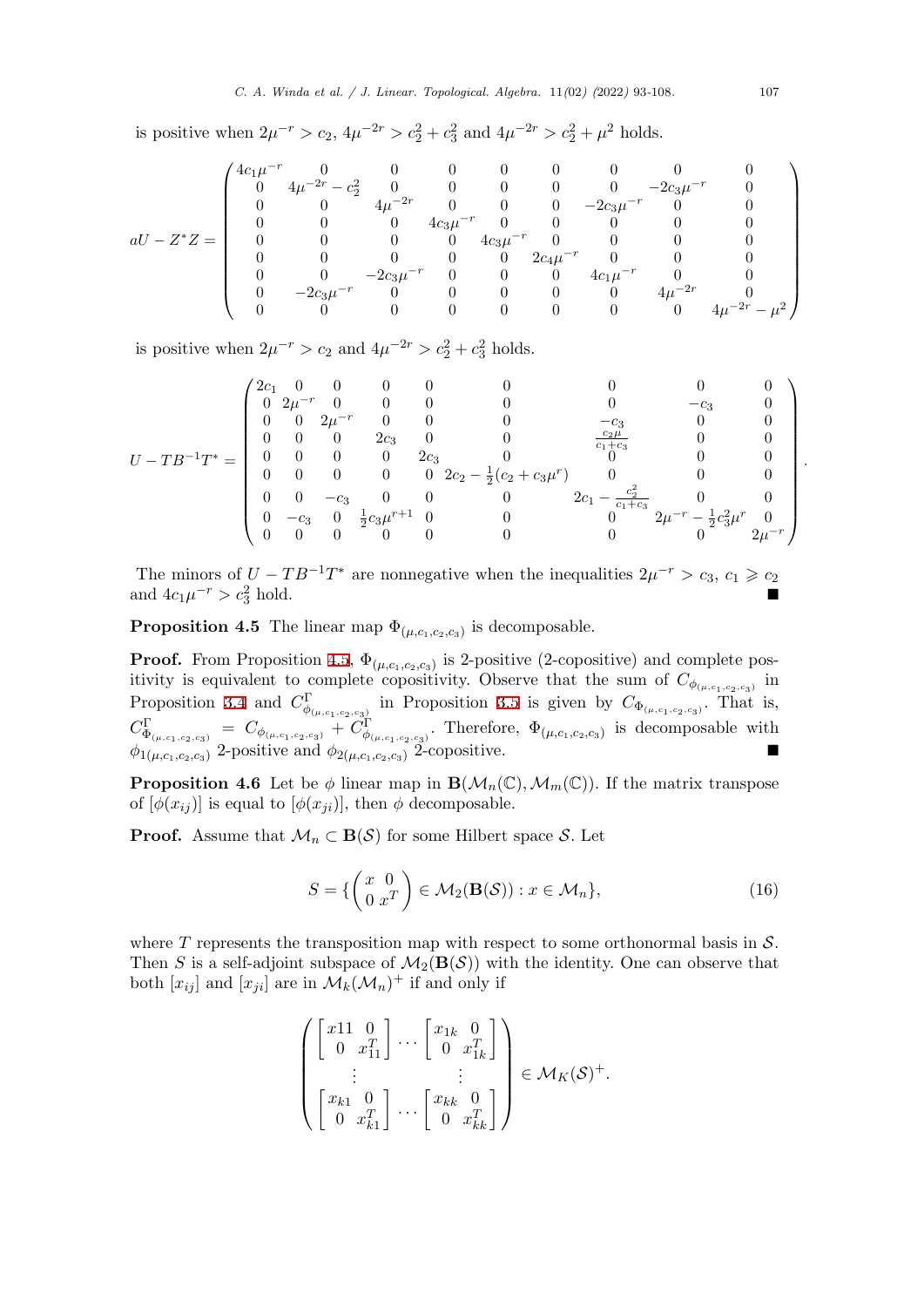is positive when $2\mu^{-r} > c_2$, $4\mu^{-2r} > c_2^2 + c_3^2$ and $4\mu^{-2r} > c_2^2 + \mu^2$ holds.

$$
aU - Z^*Z = \begin{pmatrix}
4c_1\mu^{-r} & 0 & 0 & 0 & 0 & 0 & 0 & 0 & 0 \\
0 & 4\mu^{-2r} - c_2^2 & 0 & 0 & 0 & 0 & 0 & -2c_3\mu^{-r} & 0 \\
0 & 0 & 4\mu^{-2r} & 0 & 0 & 0 & -2c_3\mu^{-r} & 0 & 0 \\
0 & 0 & 0 & 4c_3\mu^{-r} & 0 & 0 & 0 & 0 & 0 \\
0 & 0 & 0 & 0 & 4c_3\mu^{-r} & 0 & 0 & 0 & 0 \\
0 & 0 & 0 & 0 & 0 & 2c_4\mu^{-r} & 0 & 0 & 0 \\
0 & 0 & -2c_3\mu^{-r} & 0 & 0 & 0 & 4c_1\mu^{-r} & 0 & 0 \\
0 & -2c_3\mu^{-r} & 0 & 0 & 0 & 0 & 0 & 4\mu^{-2r} & 0 \\
0 & 0 & 0 & 0 & 0 & 0 & 0 & 0 & 4\mu^{-2r} - \mu^2
\end{pmatrix}
$$

is positive when $2\mu^{-r} > c_2$ and $4\mu^{-2r} > c_2^2 + c_3^2$ holds.

$$
U - TB^{-1}T^* = \begin{pmatrix}
2c_1 & 0 & 0 & 0 & 0 & 0 & 0 & 0 & 0 \\
0 & 2\mu^{-r} & 0 & 0 & 0 & 0 & 0 & -c_3 & 0 \\
0 & 0 & 2\mu^{-r} & 0 & 0 & 0 & -c_3 & 0 & 0 \\
0 & 0 & 0 & 2c_3 & 0 & 0 & \frac{c_2\mu}{c_1+c_3} & 0 & 0 \\
0 & 0 & 0 & 0 & 2c_3 & 0 & 0 & 0 & 0 \\
0 & 0 & 0 & 0 & 0 & 2c_2 - \frac{1}{2}(c_2 + c_3\mu^r) & 0 & 0 & 0 \\
0 & 0 & -c_3 & 0 & 0 & 0 & 2c_1 - \frac{c_2^2}{c_1+c_3} & 0 & 0 \\
0 & -c_3 & 0 & \frac{1}{2}c_3\mu^{r+1} & 0 & 0 & 0 & 2\mu^{-r} - \frac{1}{2}c_3^2\mu^r & 0 \\
0 & 0 & 0 & 0 & 0 & 0 & 0 & 0 & 2\mu^{-r}
\end{pmatrix}.
$$

The minors of $U - TB^{-1}T^*$ are nonnegative when the inequalities $2\mu^{-r} > c_3$, $c_1 \geqslant c_2$ and $4c_1\mu^{-r} > c_3^2$ hold. ■

**Proposition 4.5** The linear map $\Phi_{(\mu,c_1,c_2,c_3)}$ is decomposable.

**Proof.** From Proposition 4.5, $\Phi_{(\mu,c_1,c_2,c_3)}$ is 2-positive (2-copositive) and complete positivity is equivalent to complete copositivity. Observe that the sum of $C_{\phi_{(\mu,c_1,c_2,c_3)}}$ in Proposition 3.4 and $C^{\Gamma}_{\phi_{(\mu,c_1,c_2,c_3)}}$ in Proposition 3.5 is given by $C_{\Phi_{(\mu,c_1,c_2,c_3)}}$. That is, $C^{\Gamma}_{\Phi_{(\mu,c_1,c_2,c_3)}} = C_{\phi_{(\mu,c_1,c_2,c_3)}} + C^{\Gamma}_{\phi_{(\mu,c_1,c_2,c_3)}}$. Therefore, $\Phi_{(\mu,c_1,c_2,c_3)}$ is decomposable with $\phi_{1(\mu,c_1,c_2,c_3)}$ 2-positive and $\phi_{2(\mu,c_1,c_2,c_3)}$ 2-copositive. ■

**Proposition 4.6** Let be $\phi$ linear map in $\mathbf{B}(\mathcal{M}_n(\mathbb{C}), \mathcal{M}_m(\mathbb{C}))$. If the matrix transpose of $[\phi(x_{ij})]$ is equal to $[\phi(x_{ji})]$, then $\phi$ decomposable.

**Proof.** Assume that $\mathcal{M}_n \subset \mathbf{B}(\mathcal{S})$ for some Hilbert space $\mathcal{S}$. Let

$$
S = \{\begin{pmatrix} x & 0 \\ 0 & x^T \end{pmatrix} \in \mathcal{M}_2(\mathbf{B}(\mathcal{S})) : x \in \mathcal{M}_n\}, \tag{16}
$$

where $T$ represents the transposition map with respect to some orthonormal basis in $\mathcal{S}$. Then $S$ is a self-adjoint subspace of $\mathcal{M}_2(\mathbf{B}(\mathcal{S}))$ with the identity. One can observe that both $[x_{ij}]$ and $[x_{ji}]$ are in $\mathcal{M}_k(\mathcal{M}_n)^+$ if and only if

$$
\begin{pmatrix}
\begin{bmatrix} x11 & 0 \\ 0 & x_{11}^T \end{bmatrix} & \cdots & \begin{bmatrix} x_{1k} & 0 \\ 0 & x_{1k}^T \end{bmatrix} \\
\vdots & & \vdots \\
\begin{bmatrix} x_{k1} & 0 \\ 0 & x_{k1}^T \end{bmatrix} & \cdots & \begin{bmatrix} x_{kk} & 0 \\ 0 & x_{kk}^T \end{bmatrix}
\end{pmatrix} \in \mathcal{M}_K(\mathcal{S})^+.
$$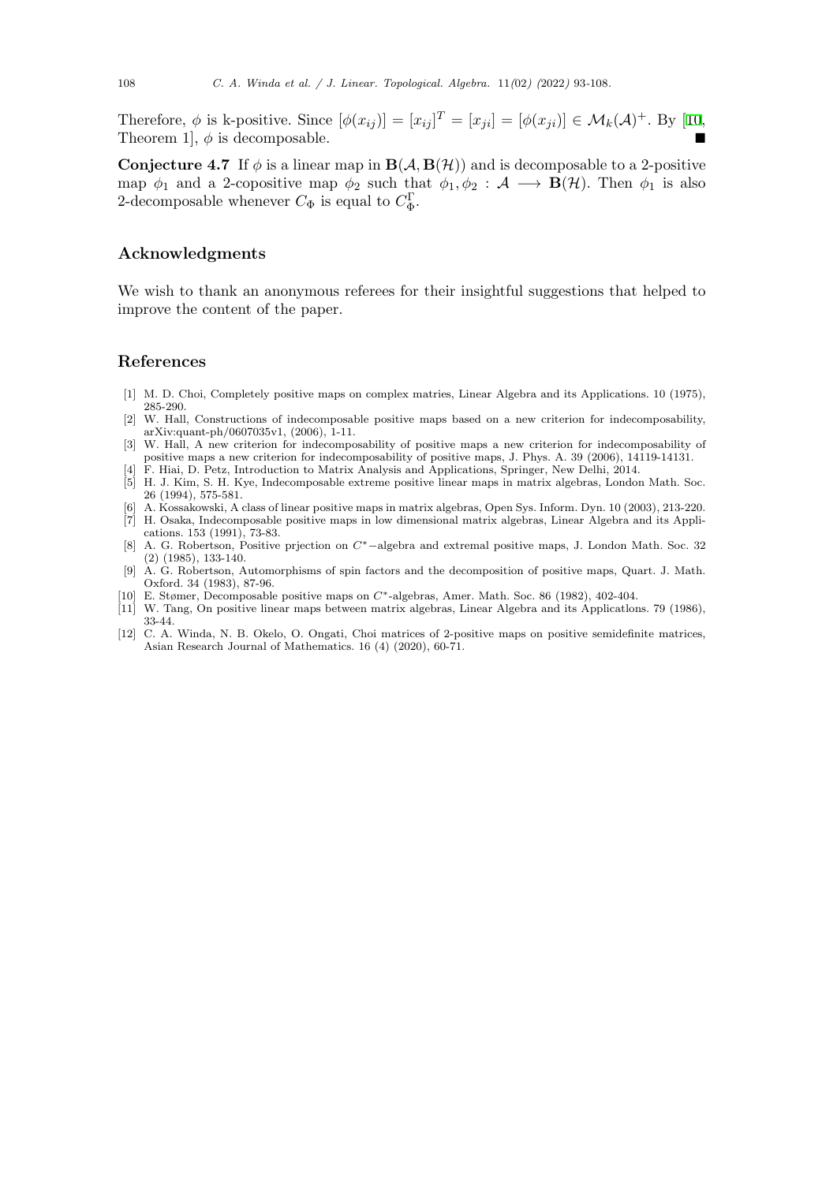Therefore, $\phi$ is k-positive. Since $[\phi(x_{ij})] = [x_{ij}]^T = [x_{ji}] = [\phi(x_{ji})] \in \mathcal{M}_k(\mathcal{A})^+$. By [10, Theorem 1], $\phi$ is decomposable. ■

**Conjecture 4.7** If $\phi$ is a linear map in $\mathbf{B}(\mathcal{A}, \mathbf{B}(\mathcal{H}))$ and is decomposable to a 2-positive map $\phi_1$ and a 2-copositive map $\phi_2$ such that $\phi_1, \phi_2 : \mathcal{A} \longrightarrow \mathbf{B}(\mathcal{H})$. Then $\phi_1$ is also 2-decomposable whenever $C_\Phi$ is equal to $C_\Phi^\Gamma$.

## Acknowledgments

We wish to thank an anonymous referees for their insightful suggestions that helped to improve the content of the paper.

## References

[1] M. D. Choi, Completely positive maps on complex matries, Linear Algebra and its Applications. 10 (1975), 285-290.

[2] W. Hall, Constructions of indecomposable positive maps based on a new criterion for indecomposability, arXiv:quant-ph/0607035v1, (2006), 1-11.

[3] W. Hall, A new criterion for indecomposability of positive maps a new criterion for indecomposability of positive maps a new criterion for indecomposability of positive maps, J. Phys. A. 39 (2006), 14119-14131.

[4] F. Hiai, D. Petz, Introduction to Matrix Analysis and Applications, Springer, New Delhi, 2014.

[5] H. J. Kim, S. H. Kye, Indecomposable extreme positive linear maps in matrix algebras, London Math. Soc. 26 (1994), 575-581.

[6] A. Kossakowski, A class of linear positive maps in matrix algebras, Open Sys. Inform. Dyn. 10 (2003), 213-220.

[7] H. Osaka, Indecomposable positive maps in low dimensional matrix algebras, Linear Algebra and its Applications. 153 (1991), 73-83.

[8] A. G. Robertson, Positive prjection on $C^*$−algebra and extremal positive maps, J. London Math. Soc. 32 (2) (1985), 133-140.

[9] A. G. Robertson, Automorphisms of spin factors and the decomposition of positive maps, Quart. J. Math. Oxford. 34 (1983), 87-96.

[10] E. Størmer, Decomposable positive maps on $C^*$-algebras, Amer. Math. Soc. 86 (1982), 402-404.

[11] W. Tang, On positive linear maps between matrix algebras, Linear Algebra and its Applicatlons. 79 (1986), 33-44.

[12] C. A. Winda, N. B. Okelo, O. Ongati, Choi matrices of 2-positive maps on positive semidefinite matrices, Asian Research Journal of Mathematics. 16 (4) (2020), 60-71.